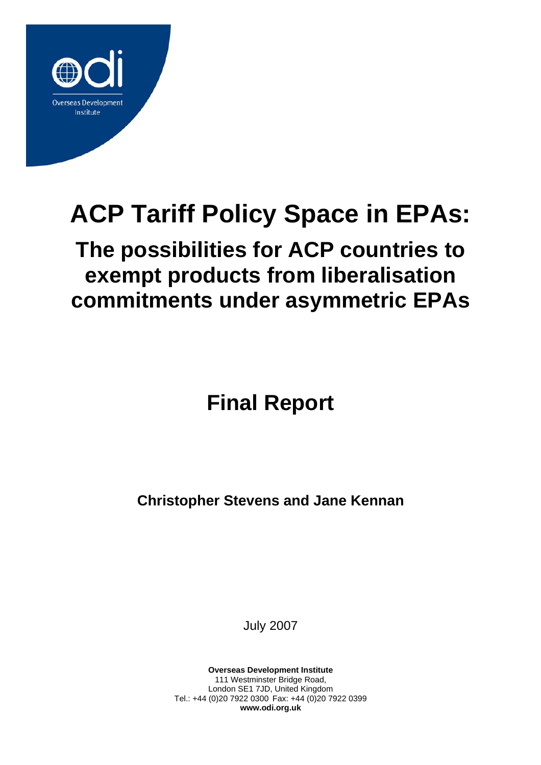Overseas Development Institute

# ACP Tariff Policy Space in EPAs:

## The possibilities for ACP countries to exempt products from liberalisation commitments under asymmetric EPAs

## Final Report

**Christopher Stevens and Jane Kennan**

July 2007

**Overseas Development Institute**
111 Westminster Bridge Road,
London SE1 7JD, United Kingdom
Tel.: +44 (0)20 7922 0300 Fax: +44 (0)20 7922 0399
**www.odi.org.uk**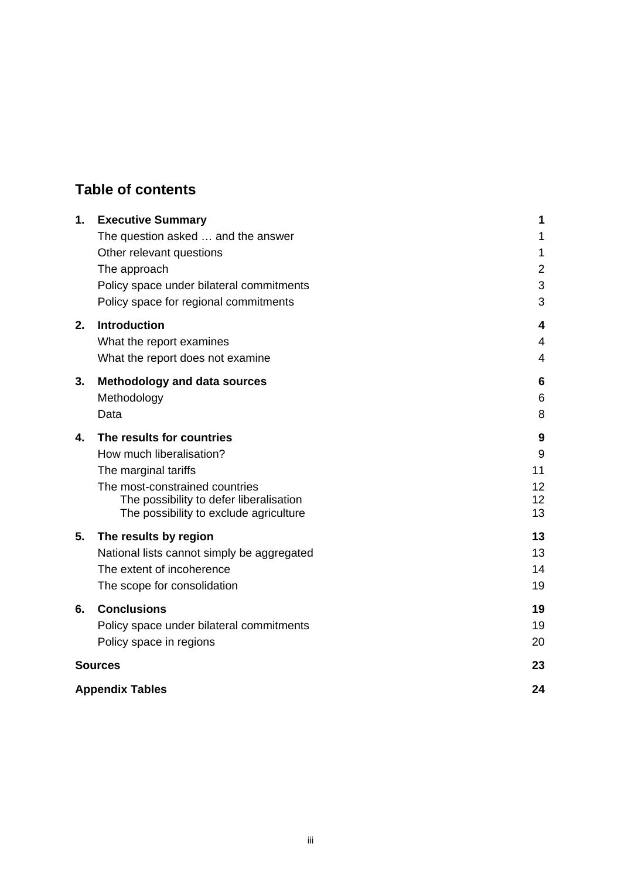## Table of contents

| | | |
|---|---|---|
| **1.** | **Executive Summary** | **1** |
| | The question asked … and the answer | 1 |
| | Other relevant questions | 1 |
| | The approach | 2 |
| | Policy space under bilateral commitments | 3 |
| | Policy space for regional commitments | 3 |
| **2.** | **Introduction** | **4** |
| | What the report examines | 4 |
| | What the report does not examine | 4 |
| **3.** | **Methodology and data sources** | **6** |
| | Methodology | 6 |
| | Data | 8 |
| **4.** | **The results for countries** | **9** |
| | How much liberalisation? | 9 |
| | The marginal tariffs | 11 |
| | The most-constrained countries | 12 |
| | The possibility to defer liberalisation | 12 |
| | The possibility to exclude agriculture | 13 |
| **5.** | **The results by region** | **13** |
| | National lists cannot simply be aggregated | 13 |
| | The extent of incoherence | 14 |
| | The scope for consolidation | 19 |
| **6.** | **Conclusions** | **19** |
| | Policy space under bilateral commitments | 19 |
| | Policy space in regions | 20 |
| **Sources** | | **23** |
| **Appendix Tables** | | **24** |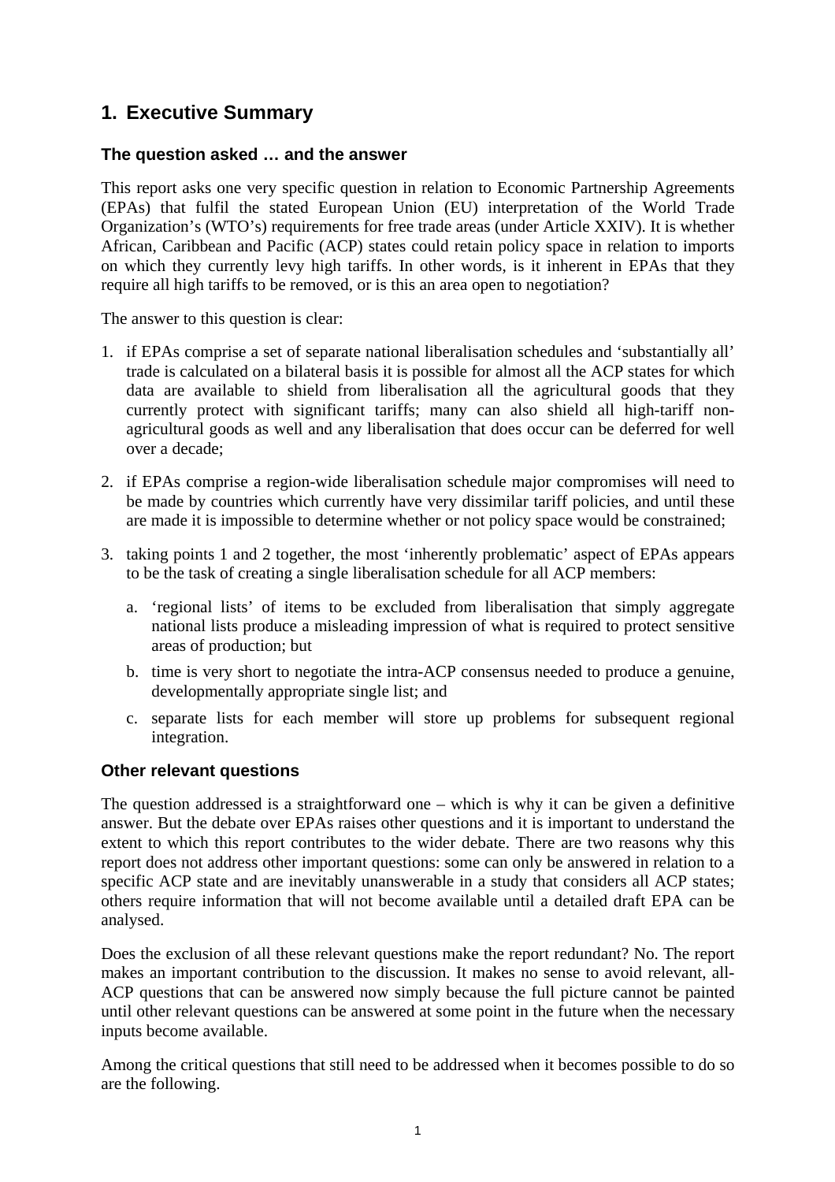# 1. Executive Summary

### The question asked … and the answer

This report asks one very specific question in relation to Economic Partnership Agreements (EPAs) that fulfil the stated European Union (EU) interpretation of the World Trade Organization's (WTO's) requirements for free trade areas (under Article XXIV). It is whether African, Caribbean and Pacific (ACP) states could retain policy space in relation to imports on which they currently levy high tariffs. In other words, is it inherent in EPAs that they require all high tariffs to be removed, or is this an area open to negotiation?

The answer to this question is clear:

1. if EPAs comprise a set of separate national liberalisation schedules and 'substantially all' trade is calculated on a bilateral basis it is possible for almost all the ACP states for which data are available to shield from liberalisation all the agricultural goods that they currently protect with significant tariffs; many can also shield all high-tariff non-agricultural goods as well and any liberalisation that does occur can be deferred for well over a decade;
2. if EPAs comprise a region-wide liberalisation schedule major compromises will need to be made by countries which currently have very dissimilar tariff policies, and until these are made it is impossible to determine whether or not policy space would be constrained;
3. taking points 1 and 2 together, the most 'inherently problematic' aspect of EPAs appears to be the task of creating a single liberalisation schedule for all ACP members:
   a. 'regional lists' of items to be excluded from liberalisation that simply aggregate national lists produce a misleading impression of what is required to protect sensitive areas of production; but
   b. time is very short to negotiate the intra-ACP consensus needed to produce a genuine, developmentally appropriate single list; and
   c. separate lists for each member will store up problems for subsequent regional integration.

### Other relevant questions

The question addressed is a straightforward one – which is why it can be given a definitive answer. But the debate over EPAs raises other questions and it is important to understand the extent to which this report contributes to the wider debate. There are two reasons why this report does not address other important questions: some can only be answered in relation to a specific ACP state and are inevitably unanswerable in a study that considers all ACP states; others require information that will not become available until a detailed draft EPA can be analysed.

Does the exclusion of all these relevant questions make the report redundant? No. The report makes an important contribution to the discussion. It makes no sense to avoid relevant, all-ACP questions that can be answered now simply because the full picture cannot be painted until other relevant questions can be answered at some point in the future when the necessary inputs become available.

Among the critical questions that still need to be addressed when it becomes possible to do so are the following.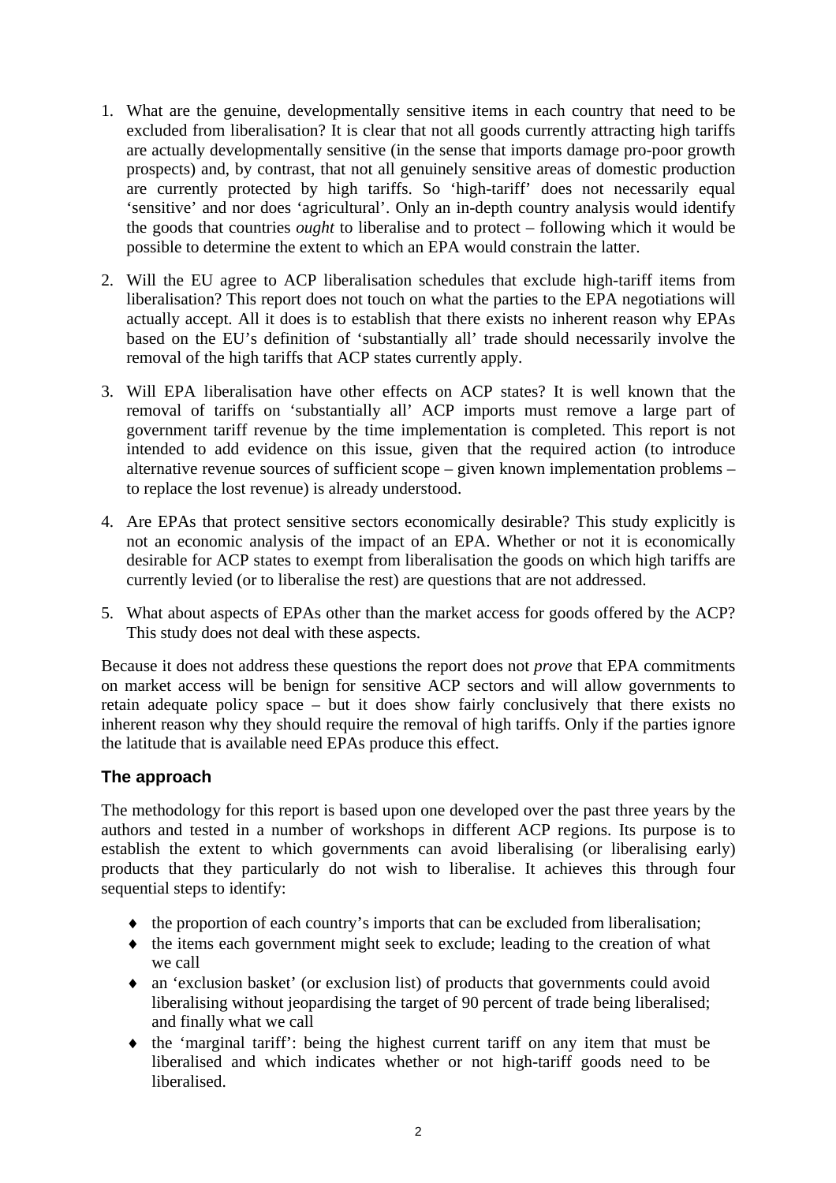1. What are the genuine, developmentally sensitive items in each country that need to be excluded from liberalisation? It is clear that not all goods currently attracting high tariffs are actually developmentally sensitive (in the sense that imports damage pro-poor growth prospects) and, by contrast, that not all genuinely sensitive areas of domestic production are currently protected by high tariffs. So 'high-tariff' does not necessarily equal 'sensitive' and nor does 'agricultural'. Only an in-depth country analysis would identify the goods that countries *ought* to liberalise and to protect – following which it would be possible to determine the extent to which an EPA would constrain the latter.

2. Will the EU agree to ACP liberalisation schedules that exclude high-tariff items from liberalisation? This report does not touch on what the parties to the EPA negotiations will actually accept. All it does is to establish that there exists no inherent reason why EPAs based on the EU's definition of 'substantially all' trade should necessarily involve the removal of the high tariffs that ACP states currently apply.

3. Will EPA liberalisation have other effects on ACP states? It is well known that the removal of tariffs on 'substantially all' ACP imports must remove a large part of government tariff revenue by the time implementation is completed. This report is not intended to add evidence on this issue, given that the required action (to introduce alternative revenue sources of sufficient scope – given known implementation problems – to replace the lost revenue) is already understood.

4. Are EPAs that protect sensitive sectors economically desirable? This study explicitly is not an economic analysis of the impact of an EPA. Whether or not it is economically desirable for ACP states to exempt from liberalisation the goods on which high tariffs are currently levied (or to liberalise the rest) are questions that are not addressed.

5. What about aspects of EPAs other than the market access for goods offered by the ACP? This study does not deal with these aspects.

Because it does not address these questions the report does not *prove* that EPA commitments on market access will be benign for sensitive ACP sectors and will allow governments to retain adequate policy space – but it does show fairly conclusively that there exists no inherent reason why they should require the removal of high tariffs. Only if the parties ignore the latitude that is available need EPAs produce this effect.

### The approach

The methodology for this report is based upon one developed over the past three years by the authors and tested in a number of workshops in different ACP regions. Its purpose is to establish the extent to which governments can avoid liberalising (or liberalising early) products that they particularly do not wish to liberalise. It achieves this through four sequential steps to identify:

- the proportion of each country's imports that can be excluded from liberalisation;
- the items each government might seek to exclude; leading to the creation of what we call
- an 'exclusion basket' (or exclusion list) of products that governments could avoid liberalising without jeopardising the target of 90 percent of trade being liberalised; and finally what we call
- the 'marginal tariff': being the highest current tariff on any item that must be liberalised and which indicates whether or not high-tariff goods need to be liberalised.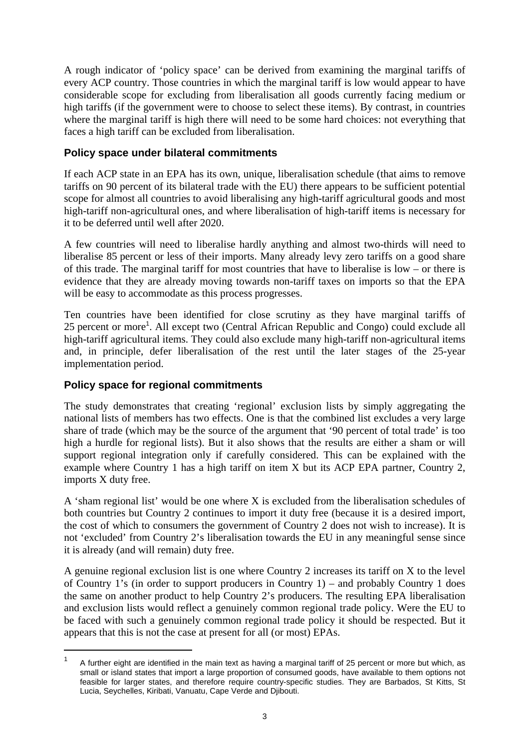A rough indicator of 'policy space' can be derived from examining the marginal tariffs of every ACP country. Those countries in which the marginal tariff is low would appear to have considerable scope for excluding from liberalisation all goods currently facing medium or high tariffs (if the government were to choose to select these items). By contrast, in countries where the marginal tariff is high there will need to be some hard choices: not everything that faces a high tariff can be excluded from liberalisation.

### Policy space under bilateral commitments

If each ACP state in an EPA has its own, unique, liberalisation schedule (that aims to remove tariffs on 90 percent of its bilateral trade with the EU) there appears to be sufficient potential scope for almost all countries to avoid liberalising any high-tariff agricultural goods and most high-tariff non-agricultural ones, and where liberalisation of high-tariff items is necessary for it to be deferred until well after 2020.

A few countries will need to liberalise hardly anything and almost two-thirds will need to liberalise 85 percent or less of their imports. Many already levy zero tariffs on a good share of this trade. The marginal tariff for most countries that have to liberalise is low – or there is evidence that they are already moving towards non-tariff taxes on imports so that the EPA will be easy to accommodate as this process progresses.

Ten countries have been identified for close scrutiny as they have marginal tariffs of 25 percent or more[1]. All except two (Central African Republic and Congo) could exclude all high-tariff agricultural items. They could also exclude many high-tariff non-agricultural items and, in principle, defer liberalisation of the rest until the later stages of the 25-year implementation period.

### Policy space for regional commitments

The study demonstrates that creating 'regional' exclusion lists by simply aggregating the national lists of members has two effects. One is that the combined list excludes a very large share of trade (which may be the source of the argument that '90 percent of total trade' is too high a hurdle for regional lists). But it also shows that the results are either a sham or will support regional integration only if carefully considered. This can be explained with the example where Country 1 has a high tariff on item X but its ACP EPA partner, Country 2, imports X duty free.

A 'sham regional list' would be one where X is excluded from the liberalisation schedules of both countries but Country 2 continues to import it duty free (because it is a desired import, the cost of which to consumers the government of Country 2 does not wish to increase). It is not 'excluded' from Country 2's liberalisation towards the EU in any meaningful sense since it is already (and will remain) duty free.

A genuine regional exclusion list is one where Country 2 increases its tariff on X to the level of Country 1's (in order to support producers in Country 1) – and probably Country 1 does the same on another product to help Country 2's producers. The resulting EPA liberalisation and exclusion lists would reflect a genuinely common regional trade policy. Were the EU to be faced with such a genuinely common regional trade policy it should be respected. But it appears that this is not the case at present for all (or most) EPAs.

---

[1] A further eight are identified in the main text as having a marginal tariff of 25 percent or more but which, as small or island states that import a large proportion of consumed goods, have available to them options not feasible for larger states, and therefore require country-specific studies. They are Barbados, St Kitts, St Lucia, Seychelles, Kiribati, Vanuatu, Cape Verde and Djibouti.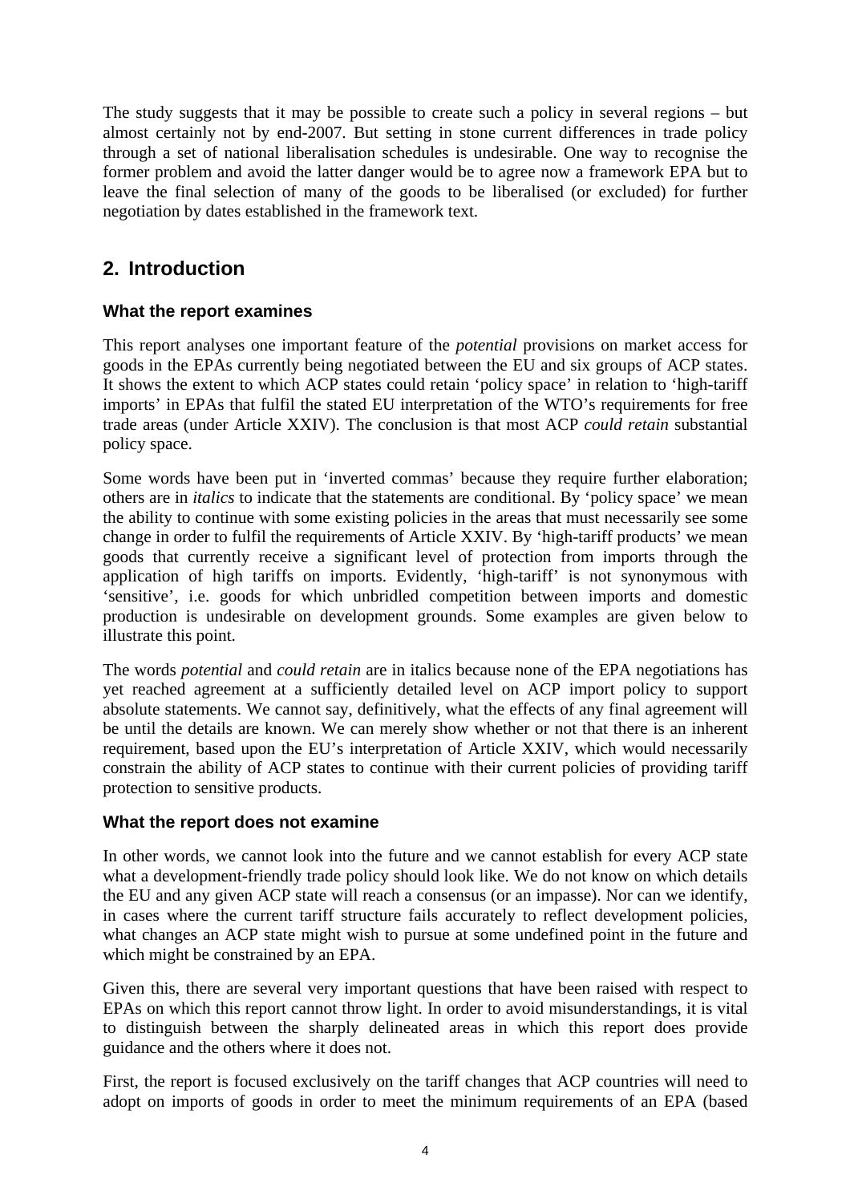The study suggests that it may be possible to create such a policy in several regions – but almost certainly not by end-2007. But setting in stone current differences in trade policy through a set of national liberalisation schedules is undesirable. One way to recognise the former problem and avoid the latter danger would be to agree now a framework EPA but to leave the final selection of many of the goods to be liberalised (or excluded) for further negotiation by dates established in the framework text.

## 2. Introduction

### What the report examines

This report analyses one important feature of the *potential* provisions on market access for goods in the EPAs currently being negotiated between the EU and six groups of ACP states. It shows the extent to which ACP states could retain 'policy space' in relation to 'high-tariff imports' in EPAs that fulfil the stated EU interpretation of the WTO's requirements for free trade areas (under Article XXIV). The conclusion is that most ACP *could retain* substantial policy space.

Some words have been put in 'inverted commas' because they require further elaboration; others are in *italics* to indicate that the statements are conditional. By 'policy space' we mean the ability to continue with some existing policies in the areas that must necessarily see some change in order to fulfil the requirements of Article XXIV. By 'high-tariff products' we mean goods that currently receive a significant level of protection from imports through the application of high tariffs on imports. Evidently, 'high-tariff' is not synonymous with 'sensitive', i.e. goods for which unbridled competition between imports and domestic production is undesirable on development grounds. Some examples are given below to illustrate this point.

The words *potential* and *could retain* are in italics because none of the EPA negotiations has yet reached agreement at a sufficiently detailed level on ACP import policy to support absolute statements. We cannot say, definitively, what the effects of any final agreement will be until the details are known. We can merely show whether or not that there is an inherent requirement, based upon the EU's interpretation of Article XXIV, which would necessarily constrain the ability of ACP states to continue with their current policies of providing tariff protection to sensitive products.

### What the report does not examine

In other words, we cannot look into the future and we cannot establish for every ACP state what a development-friendly trade policy should look like. We do not know on which details the EU and any given ACP state will reach a consensus (or an impasse). Nor can we identify, in cases where the current tariff structure fails accurately to reflect development policies, what changes an ACP state might wish to pursue at some undefined point in the future and which might be constrained by an EPA.

Given this, there are several very important questions that have been raised with respect to EPAs on which this report cannot throw light. In order to avoid misunderstandings, it is vital to distinguish between the sharply delineated areas in which this report does provide guidance and the others where it does not.

First, the report is focused exclusively on the tariff changes that ACP countries will need to adopt on imports of goods in order to meet the minimum requirements of an EPA (based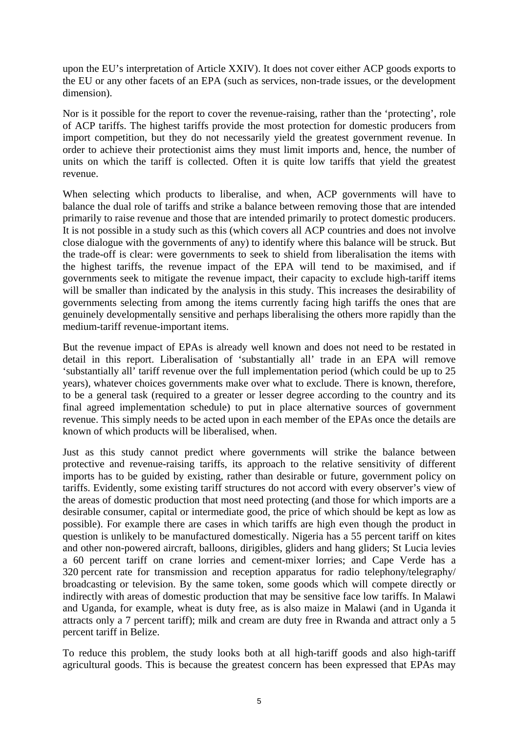upon the EU's interpretation of Article XXIV). It does not cover either ACP goods exports to the EU or any other facets of an EPA (such as services, non-trade issues, or the development dimension).

Nor is it possible for the report to cover the revenue-raising, rather than the 'protecting', role of ACP tariffs. The highest tariffs provide the most protection for domestic producers from import competition, but they do not necessarily yield the greatest government revenue. In order to achieve their protectionist aims they must limit imports and, hence, the number of units on which the tariff is collected. Often it is quite low tariffs that yield the greatest revenue.

When selecting which products to liberalise, and when, ACP governments will have to balance the dual role of tariffs and strike a balance between removing those that are intended primarily to raise revenue and those that are intended primarily to protect domestic producers. It is not possible in a study such as this (which covers all ACP countries and does not involve close dialogue with the governments of any) to identify where this balance will be struck. But the trade-off is clear: were governments to seek to shield from liberalisation the items with the highest tariffs, the revenue impact of the EPA will tend to be maximised, and if governments seek to mitigate the revenue impact, their capacity to exclude high-tariff items will be smaller than indicated by the analysis in this study. This increases the desirability of governments selecting from among the items currently facing high tariffs the ones that are genuinely developmentally sensitive and perhaps liberalising the others more rapidly than the medium-tariff revenue-important items.

But the revenue impact of EPAs is already well known and does not need to be restated in detail in this report. Liberalisation of 'substantially all' trade in an EPA will remove 'substantially all' tariff revenue over the full implementation period (which could be up to 25 years), whatever choices governments make over what to exclude. There is known, therefore, to be a general task (required to a greater or lesser degree according to the country and its final agreed implementation schedule) to put in place alternative sources of government revenue. This simply needs to be acted upon in each member of the EPAs once the details are known of which products will be liberalised, when.

Just as this study cannot predict where governments will strike the balance between protective and revenue-raising tariffs, its approach to the relative sensitivity of different imports has to be guided by existing, rather than desirable or future, government policy on tariffs. Evidently, some existing tariff structures do not accord with every observer's view of the areas of domestic production that most need protecting (and those for which imports are a desirable consumer, capital or intermediate good, the price of which should be kept as low as possible). For example there are cases in which tariffs are high even though the product in question is unlikely to be manufactured domestically. Nigeria has a 55 percent tariff on kites and other non-powered aircraft, balloons, dirigibles, gliders and hang gliders; St Lucia levies a 60 percent tariff on crane lorries and cement-mixer lorries; and Cape Verde has a 320 percent rate for transmission and reception apparatus for radio telephony/telegraphy/ broadcasting or television. By the same token, some goods which will compete directly or indirectly with areas of domestic production that may be sensitive face low tariffs. In Malawi and Uganda, for example, wheat is duty free, as is also maize in Malawi (and in Uganda it attracts only a 7 percent tariff); milk and cream are duty free in Rwanda and attract only a 5 percent tariff in Belize.

To reduce this problem, the study looks both at all high-tariff goods and also high-tariff agricultural goods. This is because the greatest concern has been expressed that EPAs may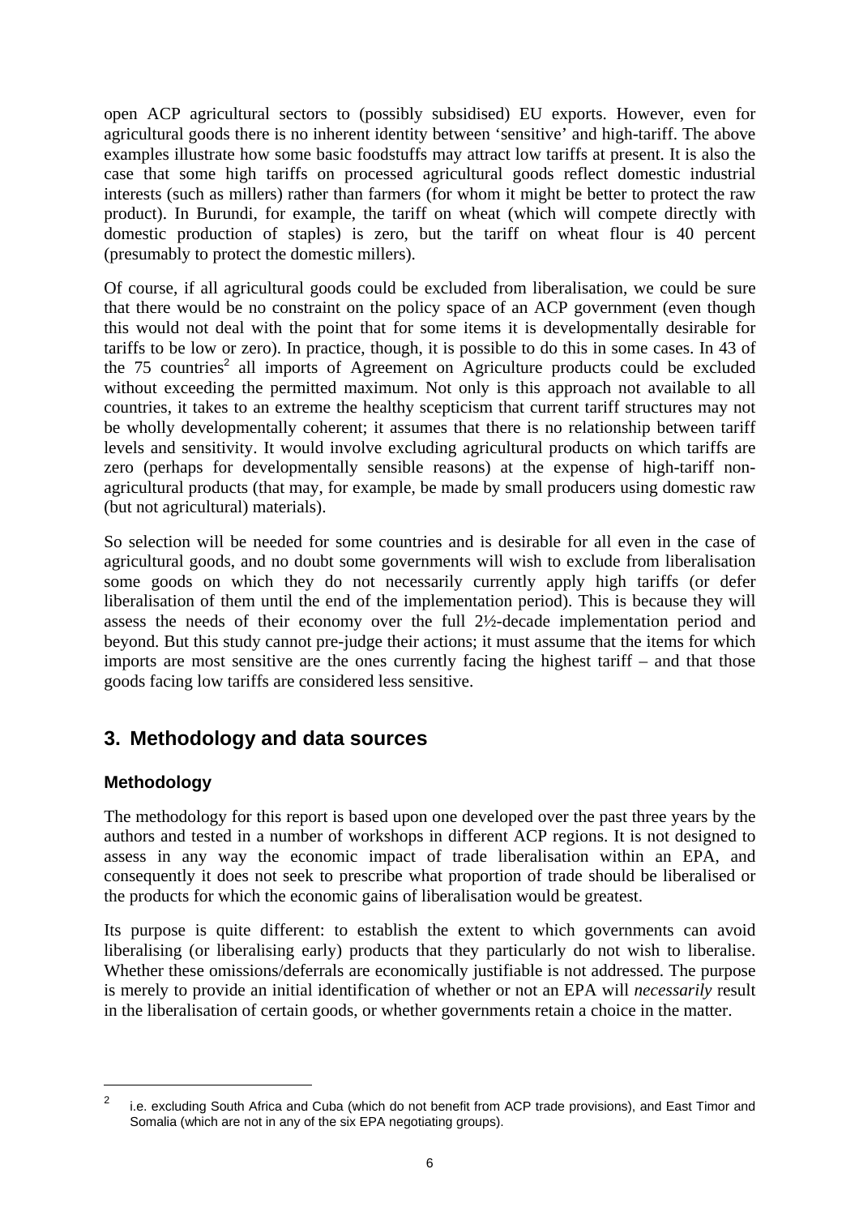open ACP agricultural sectors to (possibly subsidised) EU exports. However, even for agricultural goods there is no inherent identity between 'sensitive' and high-tariff. The above examples illustrate how some basic foodstuffs may attract low tariffs at present. It is also the case that some high tariffs on processed agricultural goods reflect domestic industrial interests (such as millers) rather than farmers (for whom it might be better to protect the raw product). In Burundi, for example, the tariff on wheat (which will compete directly with domestic production of staples) is zero, but the tariff on wheat flour is 40 percent (presumably to protect the domestic millers).

Of course, if all agricultural goods could be excluded from liberalisation, we could be sure that there would be no constraint on the policy space of an ACP government (even though this would not deal with the point that for some items it is developmentally desirable for tariffs to be low or zero). In practice, though, it is possible to do this in some cases. In 43 of the 75 countries[2] all imports of Agreement on Agriculture products could be excluded without exceeding the permitted maximum. Not only is this approach not available to all countries, it takes to an extreme the healthy scepticism that current tariff structures may not be wholly developmentally coherent; it assumes that there is no relationship between tariff levels and sensitivity. It would involve excluding agricultural products on which tariffs are zero (perhaps for developmentally sensible reasons) at the expense of high-tariff non-agricultural products (that may, for example, be made by small producers using domestic raw (but not agricultural) materials).

So selection will be needed for some countries and is desirable for all even in the case of agricultural goods, and no doubt some governments will wish to exclude from liberalisation some goods on which they do not necessarily currently apply high tariffs (or defer liberalisation of them until the end of the implementation period). This is because they will assess the needs of their economy over the full 2½-decade implementation period and beyond. But this study cannot pre-judge their actions; it must assume that the items for which imports are most sensitive are the ones currently facing the highest tariff – and that those goods facing low tariffs are considered less sensitive.

## 3. Methodology and data sources

### Methodology

The methodology for this report is based upon one developed over the past three years by the authors and tested in a number of workshops in different ACP regions. It is not designed to assess in any way the economic impact of trade liberalisation within an EPA, and consequently it does not seek to prescribe what proportion of trade should be liberalised or the products for which the economic gains of liberalisation would be greatest.

Its purpose is quite different: to establish the extent to which governments can avoid liberalising (or liberalising early) products that they particularly do not wish to liberalise. Whether these omissions/deferrals are economically justifiable is not addressed. The purpose is merely to provide an initial identification of whether or not an EPA will *necessarily* result in the liberalisation of certain goods, or whether governments retain a choice in the matter.

[2] i.e. excluding South Africa and Cuba (which do not benefit from ACP trade provisions), and East Timor and Somalia (which are not in any of the six EPA negotiating groups).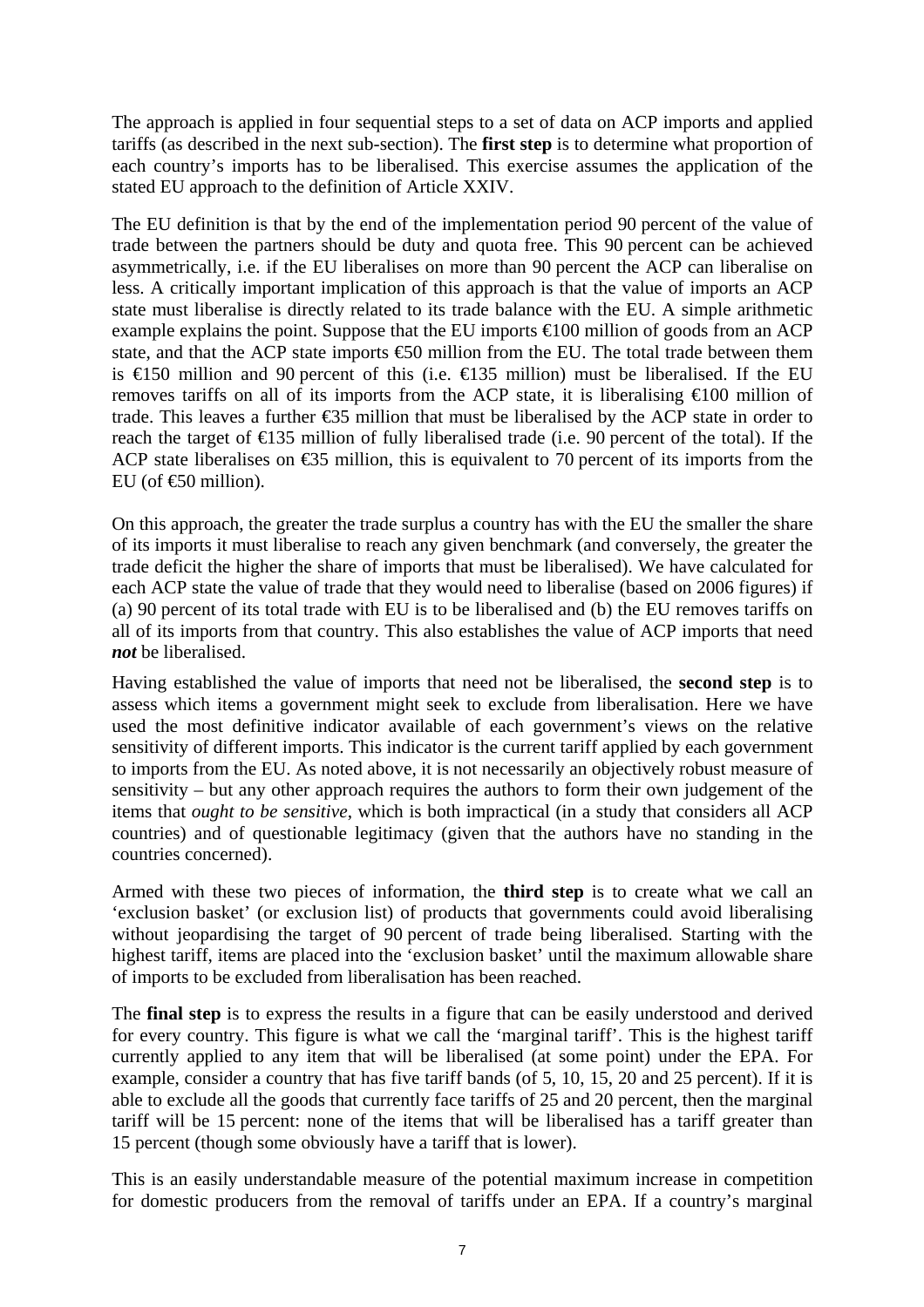The approach is applied in four sequential steps to a set of data on ACP imports and applied tariffs (as described in the next sub-section). The **first step** is to determine what proportion of each country's imports has to be liberalised. This exercise assumes the application of the stated EU approach to the definition of Article XXIV.

The EU definition is that by the end of the implementation period 90 percent of the value of trade between the partners should be duty and quota free. This 90 percent can be achieved asymmetrically, i.e. if the EU liberalises on more than 90 percent the ACP can liberalise on less. A critically important implication of this approach is that the value of imports an ACP state must liberalise is directly related to its trade balance with the EU. A simple arithmetic example explains the point. Suppose that the EU imports €100 million of goods from an ACP state, and that the ACP state imports €50 million from the EU. The total trade between them is €150 million and 90 percent of this (i.e. €135 million) must be liberalised. If the EU removes tariffs on all of its imports from the ACP state, it is liberalising €100 million of trade. This leaves a further €35 million that must be liberalised by the ACP state in order to reach the target of €135 million of fully liberalised trade (i.e. 90 percent of the total). If the ACP state liberalises on €35 million, this is equivalent to 70 percent of its imports from the EU (of €50 million).

On this approach, the greater the trade surplus a country has with the EU the smaller the share of its imports it must liberalise to reach any given benchmark (and conversely, the greater the trade deficit the higher the share of imports that must be liberalised). We have calculated for each ACP state the value of trade that they would need to liberalise (based on 2006 figures) if (a) 90 percent of its total trade with EU is to be liberalised and (b) the EU removes tariffs on all of its imports from that country. This also establishes the value of ACP imports that need ***not*** be liberalised.

Having established the value of imports that need not be liberalised, the **second step** is to assess which items a government might seek to exclude from liberalisation. Here we have used the most definitive indicator available of each government's views on the relative sensitivity of different imports. This indicator is the current tariff applied by each government to imports from the EU. As noted above, it is not necessarily an objectively robust measure of sensitivity – but any other approach requires the authors to form their own judgement of the items that *ought to be sensitive*, which is both impractical (in a study that considers all ACP countries) and of questionable legitimacy (given that the authors have no standing in the countries concerned).

Armed with these two pieces of information, the **third step** is to create what we call an 'exclusion basket' (or exclusion list) of products that governments could avoid liberalising without jeopardising the target of 90 percent of trade being liberalised. Starting with the highest tariff, items are placed into the 'exclusion basket' until the maximum allowable share of imports to be excluded from liberalisation has been reached.

The **final step** is to express the results in a figure that can be easily understood and derived for every country. This figure is what we call the 'marginal tariff'. This is the highest tariff currently applied to any item that will be liberalised (at some point) under the EPA. For example, consider a country that has five tariff bands (of 5, 10, 15, 20 and 25 percent). If it is able to exclude all the goods that currently face tariffs of 25 and 20 percent, then the marginal tariff will be 15 percent: none of the items that will be liberalised has a tariff greater than 15 percent (though some obviously have a tariff that is lower).

This is an easily understandable measure of the potential maximum increase in competition for domestic producers from the removal of tariffs under an EPA. If a country's marginal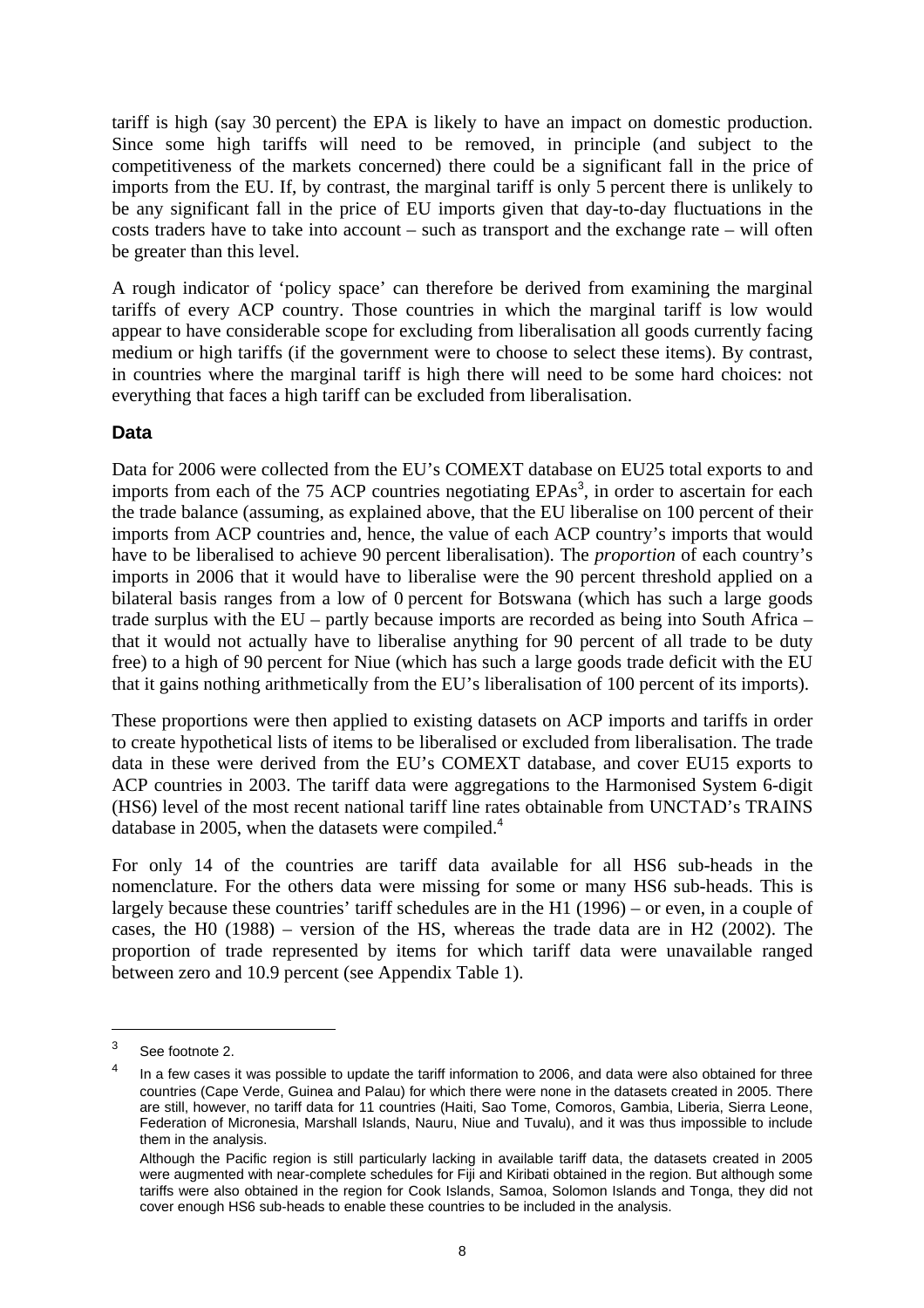tariff is high (say 30 percent) the EPA is likely to have an impact on domestic production. Since some high tariffs will need to be removed, in principle (and subject to the competitiveness of the markets concerned) there could be a significant fall in the price of imports from the EU. If, by contrast, the marginal tariff is only 5 percent there is unlikely to be any significant fall in the price of EU imports given that day-to-day fluctuations in the costs traders have to take into account – such as transport and the exchange rate – will often be greater than this level.

A rough indicator of 'policy space' can therefore be derived from examining the marginal tariffs of every ACP country. Those countries in which the marginal tariff is low would appear to have considerable scope for excluding from liberalisation all goods currently facing medium or high tariffs (if the government were to choose to select these items). By contrast, in countries where the marginal tariff is high there will need to be some hard choices: not everything that faces a high tariff can be excluded from liberalisation.

### Data

Data for 2006 were collected from the EU's COMEXT database on EU25 total exports to and imports from each of the 75 ACP countries negotiating EPAs[3], in order to ascertain for each the trade balance (assuming, as explained above, that the EU liberalise on 100 percent of their imports from ACP countries and, hence, the value of each ACP country's imports that would have to be liberalised to achieve 90 percent liberalisation). The *proportion* of each country's imports in 2006 that it would have to liberalise were the 90 percent threshold applied on a bilateral basis ranges from a low of 0 percent for Botswana (which has such a large goods trade surplus with the EU – partly because imports are recorded as being into South Africa – that it would not actually have to liberalise anything for 90 percent of all trade to be duty free) to a high of 90 percent for Niue (which has such a large goods trade deficit with the EU that it gains nothing arithmetically from the EU's liberalisation of 100 percent of its imports).

These proportions were then applied to existing datasets on ACP imports and tariffs in order to create hypothetical lists of items to be liberalised or excluded from liberalisation. The trade data in these were derived from the EU's COMEXT database, and cover EU15 exports to ACP countries in 2003. The tariff data were aggregations to the Harmonised System 6-digit (HS6) level of the most recent national tariff line rates obtainable from UNCTAD's TRAINS database in 2005, when the datasets were compiled.[4]

For only 14 of the countries are tariff data available for all HS6 sub-heads in the nomenclature. For the others data were missing for some or many HS6 sub-heads. This is largely because these countries' tariff schedules are in the H1 (1996) – or even, in a couple of cases, the H0 (1988) – version of the HS, whereas the trade data are in H2 (2002). The proportion of trade represented by items for which tariff data were unavailable ranged between zero and 10.9 percent (see Appendix Table 1).

---

[3] See footnote 2.

[4] In a few cases it was possible to update the tariff information to 2006, and data were also obtained for three countries (Cape Verde, Guinea and Palau) for which there were none in the datasets created in 2005. There are still, however, no tariff data for 11 countries (Haiti, Sao Tome, Comoros, Gambia, Liberia, Sierra Leone, Federation of Micronesia, Marshall Islands, Nauru, Niue and Tuvalu), and it was thus impossible to include them in the analysis.

Although the Pacific region is still particularly lacking in available tariff data, the datasets created in 2005 were augmented with near-complete schedules for Fiji and Kiribati obtained in the region. But although some tariffs were also obtained in the region for Cook Islands, Samoa, Solomon Islands and Tonga, they did not cover enough HS6 sub-heads to enable these countries to be included in the analysis.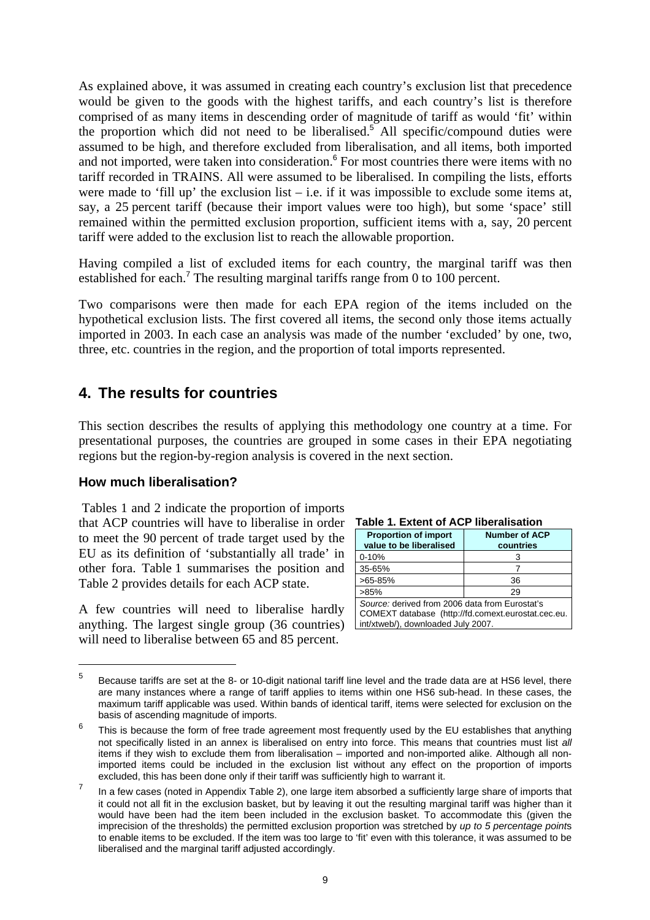As explained above, it was assumed in creating each country's exclusion list that precedence would be given to the goods with the highest tariffs, and each country's list is therefore comprised of as many items in descending order of magnitude of tariff as would 'fit' within the proportion which did not need to be liberalised.[5] All specific/compound duties were assumed to be high, and therefore excluded from liberalisation, and all items, both imported and not imported, were taken into consideration.[6] For most countries there were items with no tariff recorded in TRAINS. All were assumed to be liberalised. In compiling the lists, efforts were made to 'fill up' the exclusion list – i.e. if it was impossible to exclude some items at, say, a 25 percent tariff (because their import values were too high), but some 'space' still remained within the permitted exclusion proportion, sufficient items with a, say, 20 percent tariff were added to the exclusion list to reach the allowable proportion.

Having compiled a list of excluded items for each country, the marginal tariff was then established for each.[7] The resulting marginal tariffs range from 0 to 100 percent.

Two comparisons were then made for each EPA region of the items included on the hypothetical exclusion lists. The first covered all items, the second only those items actually imported in 2003. In each case an analysis was made of the number 'excluded' by one, two, three, etc. countries in the region, and the proportion of total imports represented.

## 4. The results for countries

This section describes the results of applying this methodology one country at a time. For presentational purposes, the countries are grouped in some cases in their EPA negotiating regions but the region-by-region analysis is covered in the next section.

### How much liberalisation?

Tables 1 and 2 indicate the proportion of imports that ACP countries will have to liberalise in order to meet the 90 percent of trade target used by the EU as its definition of 'substantially all trade' in other fora. Table 1 summarises the position and Table 2 provides details for each ACP state.

A few countries will need to liberalise hardly anything. The largest single group (36 countries) will need to liberalise between 65 and 85 percent.

**Table 1. Extent of ACP liberalisation**

| Proportion of import value to be liberalised | Number of ACP countries |
|---|---|
| 0-10% | 3 |
| 35-65% | 7 |
| >65-85% | 36 |
| >85% | 29 |

*Source:* derived from 2006 data from Eurostat's COMEXT database (http://fd.comext.eurostat.cec.eu.int/xtweb/), downloaded July 2007.

---

[5] Because tariffs are set at the 8- or 10-digit national tariff line level and the trade data are at HS6 level, there are many instances where a range of tariff applies to items within one HS6 sub-head. In these cases, the maximum tariff applicable was used. Within bands of identical tariff, items were selected for exclusion on the basis of ascending magnitude of imports.

[6] This is because the form of free trade agreement most frequently used by the EU establishes that anything not specifically listed in an annex is liberalised on entry into force. This means that countries must list *all* items if they wish to exclude them from liberalisation – imported and non-imported alike. Although all non-imported items could be included in the exclusion list without any effect on the proportion of imports excluded, this has been done only if their tariff was sufficiently high to warrant it.

[7] In a few cases (noted in Appendix Table 2), one large item absorbed a sufficiently large share of imports that it could not all fit in the exclusion basket, but by leaving it out the resulting marginal tariff was higher than it would have been had the item been included in the exclusion basket. To accommodate this (given the imprecision of the thresholds) the permitted exclusion proportion was stretched by *up to 5 percentage points* to enable items to be excluded. If the item was too large to 'fit' even with this tolerance, it was assumed to be liberalised and the marginal tariff adjusted accordingly.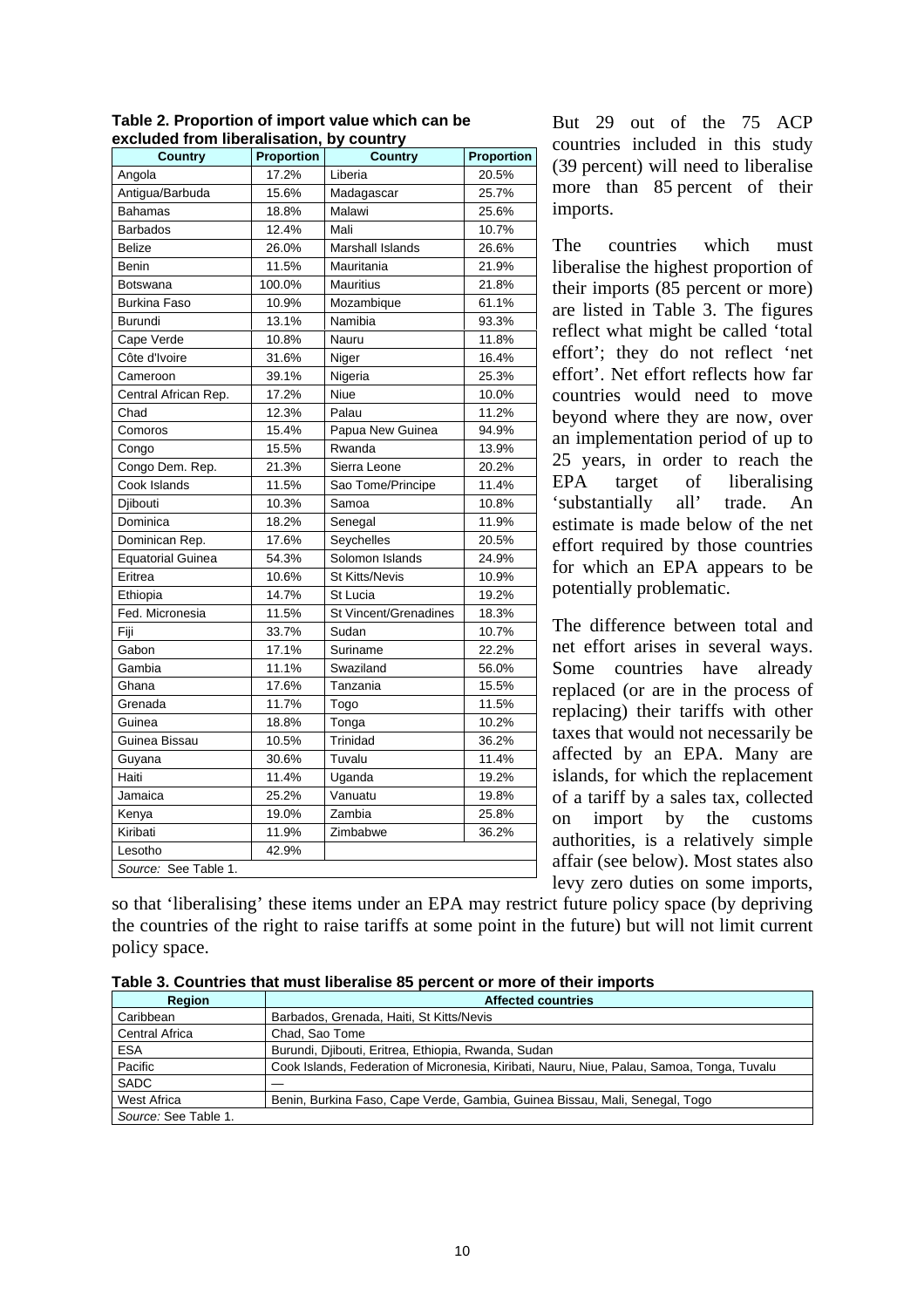**Table 2. Proportion of import value which can be excluded from liberalisation, by country**

| Country | Proportion | Country | Proportion |
|---|---|---|---|
| Angola | 17.2% | Liberia | 20.5% |
| Antigua/Barbuda | 15.6% | Madagascar | 25.7% |
| Bahamas | 18.8% | Malawi | 25.6% |
| Barbados | 12.4% | Mali | 10.7% |
| Belize | 26.0% | Marshall Islands | 26.6% |
| Benin | 11.5% | Mauritania | 21.9% |
| Botswana | 100.0% | Mauritius | 21.8% |
| Burkina Faso | 10.9% | Mozambique | 61.1% |
| Burundi | 13.1% | Namibia | 93.3% |
| Cape Verde | 10.8% | Nauru | 11.8% |
| Côte d'Ivoire | 31.6% | Niger | 16.4% |
| Cameroon | 39.1% | Nigeria | 25.3% |
| Central African Rep. | 17.2% | Niue | 10.0% |
| Chad | 12.3% | Palau | 11.2% |
| Comoros | 15.4% | Papua New Guinea | 94.9% |
| Congo | 15.5% | Rwanda | 13.9% |
| Congo Dem. Rep. | 21.3% | Sierra Leone | 20.2% |
| Cook Islands | 11.5% | Sao Tome/Principe | 11.4% |
| Djibouti | 10.3% | Samoa | 10.8% |
| Dominica | 18.2% | Senegal | 11.9% |
| Dominican Rep. | 17.6% | Seychelles | 20.5% |
| Equatorial Guinea | 54.3% | Solomon Islands | 24.9% |
| Eritrea | 10.6% | St Kitts/Nevis | 10.9% |
| Ethiopia | 14.7% | St Lucia | 19.2% |
| Fed. Micronesia | 11.5% | St Vincent/Grenadines | 18.3% |
| Fiji | 33.7% | Sudan | 10.7% |
| Gabon | 17.1% | Suriname | 22.2% |
| Gambia | 11.1% | Swaziland | 56.0% |
| Ghana | 17.6% | Tanzania | 15.5% |
| Grenada | 11.7% | Togo | 11.5% |
| Guinea | 18.8% | Tonga | 10.2% |
| Guinea Bissau | 10.5% | Trinidad | 36.2% |
| Guyana | 30.6% | Tuvalu | 11.4% |
| Haiti | 11.4% | Uganda | 19.2% |
| Jamaica | 25.2% | Vanuatu | 19.8% |
| Kenya | 19.0% | Zambia | 25.8% |
| Kiribati | 11.9% | Zimbabwe | 36.2% |
| Lesotho | 42.9% | | |

*Source:* See Table 1.

But 29 out of the 75 ACP countries included in this study (39 percent) will need to liberalise more than 85 percent of their imports.

The countries which must liberalise the highest proportion of their imports (85 percent or more) are listed in Table 3. The figures reflect what might be called 'total effort'; they do not reflect 'net effort'. Net effort reflects how far countries would need to move beyond where they are now, over an implementation period of up to 25 years, in order to reach the EPA target of liberalising 'substantially all' trade. An estimate is made below of the net effort required by those countries for which an EPA appears to be potentially problematic.

The difference between total and net effort arises in several ways. Some countries have already replaced (or are in the process of replacing) their tariffs with other taxes that would not necessarily be affected by an EPA. Many are islands, for which the replacement of a tariff by a sales tax, collected on import by the customs authorities, is a relatively simple affair (see below). Most states also levy zero duties on some imports, so that 'liberalising' these items under an EPA may restrict future policy space (by depriving the countries of the right to raise tariffs at some point in the future) but will not limit current policy space.

**Table 3. Countries that must liberalise 85 percent or more of their imports**

| Region | Affected countries |
|---|---|
| Caribbean | Barbados, Grenada, Haiti, St Kitts/Nevis |
| Central Africa | Chad, Sao Tome |
| ESA | Burundi, Djibouti, Eritrea, Ethiopia, Rwanda, Sudan |
| Pacific | Cook Islands, Federation of Micronesia, Kiribati, Nauru, Niue, Palau, Samoa, Tonga, Tuvalu |
| SADC | — |
| West Africa | Benin, Burkina Faso, Cape Verde, Gambia, Guinea Bissau, Mali, Senegal, Togo |

*Source:* See Table 1.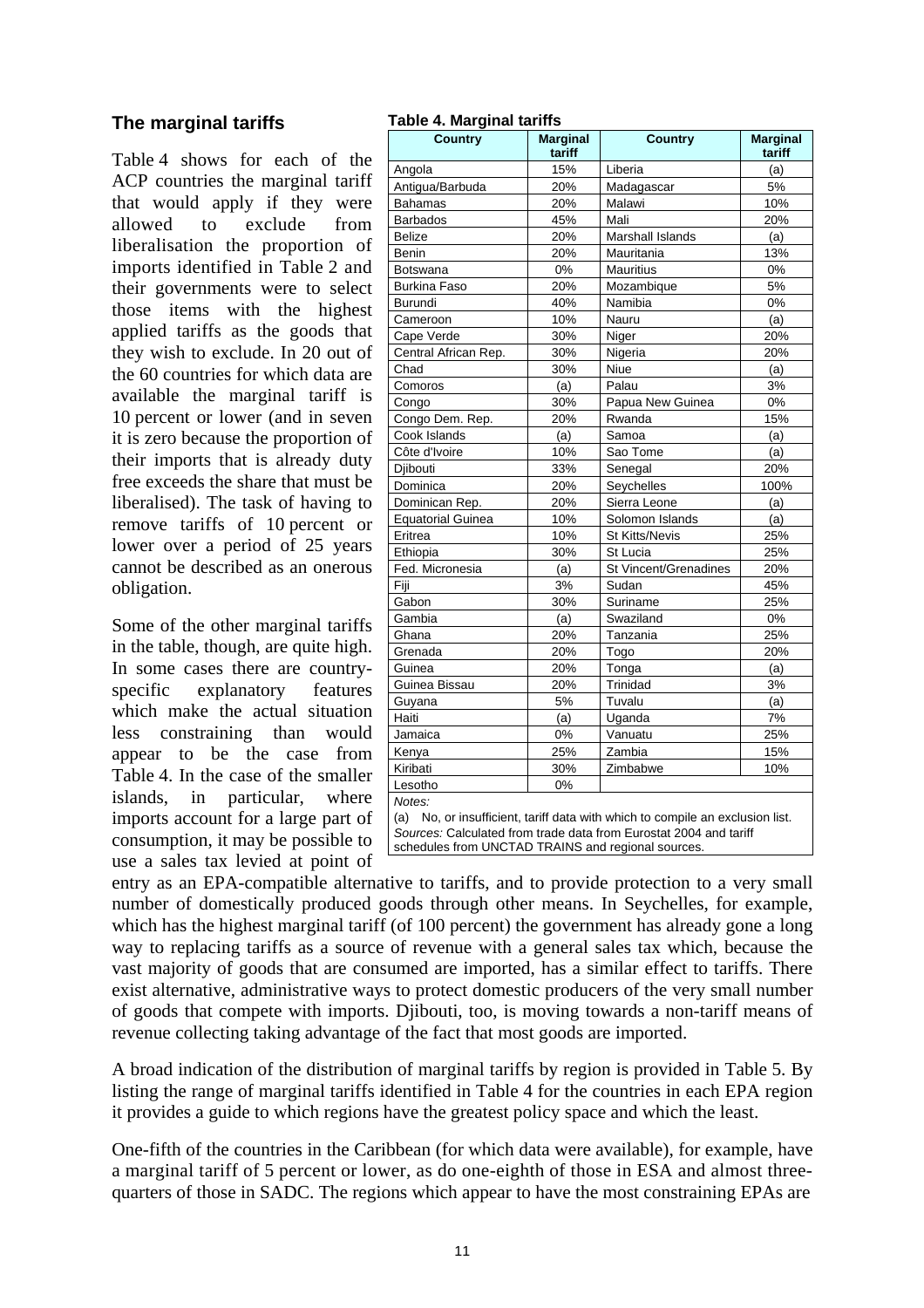## The marginal tariffs

Table 4 shows for each of the ACP countries the marginal tariff that would apply if they were allowed to exclude from liberalisation the proportion of imports identified in Table 2 and their governments were to select those items with the highest applied tariffs as the goods that they wish to exclude. In 20 out of the 60 countries for which data are available the marginal tariff is 10 percent or lower (and in seven it is zero because the proportion of their imports that is already duty free exceeds the share that must be liberalised). The task of having to remove tariffs of 10 percent or lower over a period of 25 years cannot be described as an onerous obligation.

**Table 4. Marginal tariffs**

| Country | Marginal tariff | Country | Marginal tariff |
|---|---|---|---|
| Angola | 15% | Liberia | (a) |
| Antigua/Barbuda | 20% | Madagascar | 5% |
| Bahamas | 20% | Malawi | 10% |
| Barbados | 45% | Mali | 20% |
| Belize | 20% | Marshall Islands | (a) |
| Benin | 20% | Mauritania | 13% |
| Botswana | 0% | Mauritius | 0% |
| Burkina Faso | 20% | Mozambique | 5% |
| Burundi | 40% | Namibia | 0% |
| Cameroon | 10% | Nauru | (a) |
| Cape Verde | 30% | Niger | 20% |
| Central African Rep. | 30% | Nigeria | 20% |
| Chad | 30% | Niue | (a) |
| Comoros | (a) | Palau | 3% |
| Congo | 30% | Papua New Guinea | 0% |
| Congo Dem. Rep. | 20% | Rwanda | 15% |
| Cook Islands | (a) | Samoa | (a) |
| Côte d'Ivoire | 10% | Sao Tome | (a) |
| Djibouti | 33% | Senegal | 20% |
| Dominica | 20% | Seychelles | 100% |
| Dominican Rep. | 20% | Sierra Leone | (a) |
| Equatorial Guinea | 10% | Solomon Islands | (a) |
| Eritrea | 10% | St Kitts/Nevis | 25% |
| Ethiopia | 30% | St Lucia | 25% |
| Fed. Micronesia | (a) | St Vincent/Grenadines | 20% |
| Fiji | 3% | Sudan | 45% |
| Gabon | 30% | Suriname | 25% |
| Gambia | (a) | Swaziland | 0% |
| Ghana | 20% | Tanzania | 25% |
| Grenada | 20% | Togo | 20% |
| Guinea | 20% | Tonga | (a) |
| Guinea Bissau | 20% | Trinidad | 3% |
| Guyana | 5% | Tuvalu | (a) |
| Haiti | (a) | Uganda | 7% |
| Jamaica | 0% | Vanuatu | 25% |
| Kenya | 25% | Zambia | 15% |
| Kiribati | 30% | Zimbabwe | 10% |
| Lesotho | 0% | | |

*Notes:*

(a) No, or insufficient, tariff data with which to compile an exclusion list.

*Sources:* Calculated from trade data from Eurostat 2004 and tariff schedules from UNCTAD TRAINS and regional sources.

Some of the other marginal tariffs in the table, though, are quite high. In some cases there are country-specific explanatory features which make the actual situation less constraining than would appear to be the case from Table 4. In the case of the smaller islands, in particular, where imports account for a large part of consumption, it may be possible to use a sales tax levied at point of entry as an EPA-compatible alternative to tariffs, and to provide protection to a very small number of domestically produced goods through other means. In Seychelles, for example, which has the highest marginal tariff (of 100 percent) the government has already gone a long way to replacing tariffs as a source of revenue with a general sales tax which, because the vast majority of goods that are consumed are imported, has a similar effect to tariffs. There exist alternative, administrative ways to protect domestic producers of the very small number of goods that compete with imports. Djibouti, too, is moving towards a non-tariff means of revenue collecting taking advantage of the fact that most goods are imported.

A broad indication of the distribution of marginal tariffs by region is provided in Table 5. By listing the range of marginal tariffs identified in Table 4 for the countries in each EPA region it provides a guide to which regions have the greatest policy space and which the least.

One-fifth of the countries in the Caribbean (for which data were available), for example, have a marginal tariff of 5 percent or lower, as do one-eighth of those in ESA and almost three-quarters of those in SADC. The regions which appear to have the most constraining EPAs are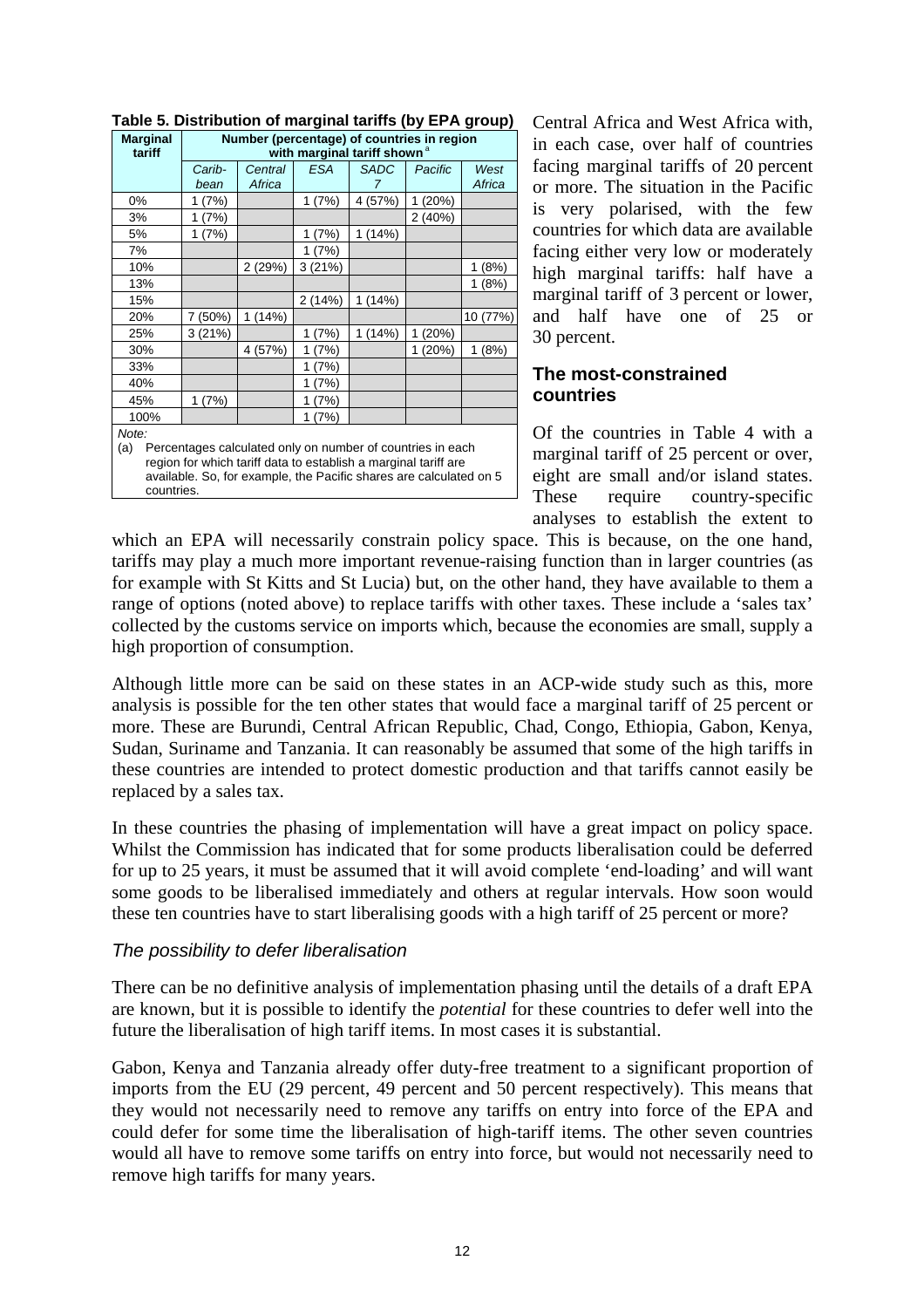**Table 5. Distribution of marginal tariffs (by EPA group)**

| Marginal tariff | Number (percentage) of countries in region with marginal tariff shown[a] | | | | | |
|---|---|---|---|---|---|---|
| | *Carib-bean* | *Central Africa* | *ESA* | *SADC 7* | *Pacific* | *West Africa* |
| 0% | 1 (7%) | | 1 (7%) | 4 (57%) | 1 (20%) | |
| 3% | 1 (7%) | | | | 2 (40%) | |
| 5% | 1 (7%) | | 1 (7%) | 1 (14%) | | |
| 7% | | | 1 (7%) | | | |
| 10% | | 2 (29%) | 3 (21%) | | | 1 (8%) |
| 13% | | | | | | 1 (8%) |
| 15% | | | 2 (14%) | 1 (14%) | | |
| 20% | 7 (50%) | 1 (14%) | | | | 10 (77%) |
| 25% | 3 (21%) | | 1 (7%) | 1 (14%) | 1 (20%) | |
| 30% | | 4 (57%) | 1 (7%) | | 1 (20%) | 1 (8%) |
| 33% | | | 1 (7%) | | | |
| 40% | | | 1 (7%) | | | |
| 45% | 1 (7%) | | 1 (7%) | | | |
| 100% | | | 1 (7%) | | | |

*Note:*
(a) Percentages calculated only on number of countries in each region for which tariff data to establish a marginal tariff are available. So, for example, the Pacific shares are calculated on 5 countries.

Central Africa and West Africa with, in each case, over half of countries facing marginal tariffs of 20 percent or more. The situation in the Pacific is very polarised, with the few countries for which data are available facing either very low or moderately high marginal tariffs: half have a marginal tariff of 3 percent or lower, and half have one of 25 or 30 percent.

### The most-constrained countries

Of the countries in Table 4 with a marginal tariff of 25 percent or over, eight are small and/or island states. These require country-specific analyses to establish the extent to which an EPA will necessarily constrain policy space. This is because, on the one hand, tariffs may play a much more important revenue-raising function than in larger countries (as for example with St Kitts and St Lucia) but, on the other hand, they have available to them a range of options (noted above) to replace tariffs with other taxes. These include a 'sales tax' collected by the customs service on imports which, because the economies are small, supply a high proportion of consumption.

Although little more can be said on these states in an ACP-wide study such as this, more analysis is possible for the ten other states that would face a marginal tariff of 25 percent or more. These are Burundi, Central African Republic, Chad, Congo, Ethiopia, Gabon, Kenya, Sudan, Suriname and Tanzania. It can reasonably be assumed that some of the high tariffs in these countries are intended to protect domestic production and that tariffs cannot easily be replaced by a sales tax.

In these countries the phasing of implementation will have a great impact on policy space. Whilst the Commission has indicated that for some products liberalisation could be deferred for up to 25 years, it must be assumed that it will avoid complete 'end-loading' and will want some goods to be liberalised immediately and others at regular intervals. How soon would these ten countries have to start liberalising goods with a high tariff of 25 percent or more?

#### *The possibility to defer liberalisation*

There can be no definitive analysis of implementation phasing until the details of a draft EPA are known, but it is possible to identify the *potential* for these countries to defer well into the future the liberalisation of high tariff items. In most cases it is substantial.

Gabon, Kenya and Tanzania already offer duty-free treatment to a significant proportion of imports from the EU (29 percent, 49 percent and 50 percent respectively). This means that they would not necessarily need to remove any tariffs on entry into force of the EPA and could defer for some time the liberalisation of high-tariff items. The other seven countries would all have to remove some tariffs on entry into force, but would not necessarily need to remove high tariffs for many years.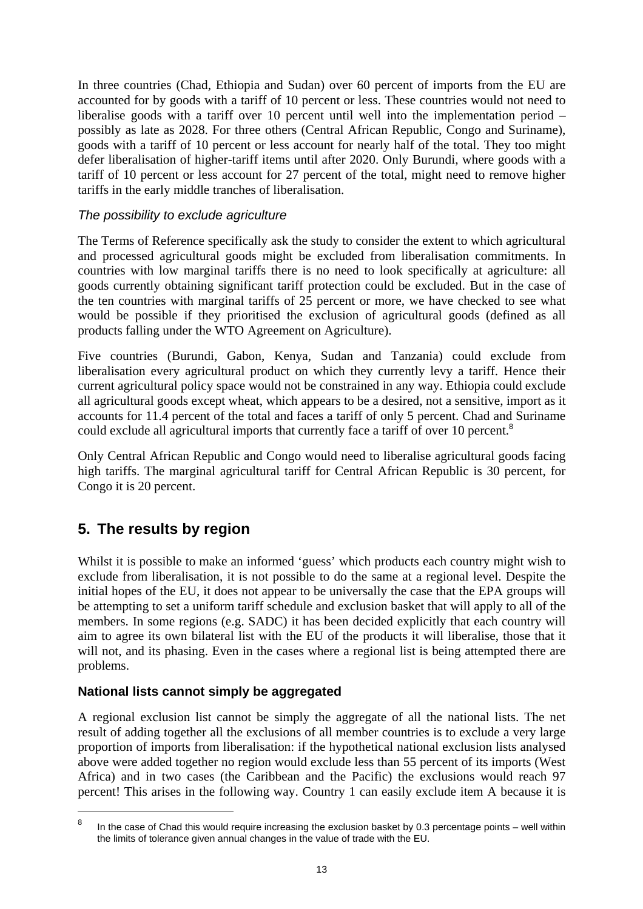In three countries (Chad, Ethiopia and Sudan) over 60 percent of imports from the EU are accounted for by goods with a tariff of 10 percent or less. These countries would not need to liberalise goods with a tariff over 10 percent until well into the implementation period – possibly as late as 2028. For three others (Central African Republic, Congo and Suriname), goods with a tariff of 10 percent or less account for nearly half of the total. They too might defer liberalisation of higher-tariff items until after 2020. Only Burundi, where goods with a tariff of 10 percent or less account for 27 percent of the total, might need to remove higher tariffs in the early middle tranches of liberalisation.

### *The possibility to exclude agriculture*

The Terms of Reference specifically ask the study to consider the extent to which agricultural and processed agricultural goods might be excluded from liberalisation commitments. In countries with low marginal tariffs there is no need to look specifically at agriculture: all goods currently obtaining significant tariff protection could be excluded. But in the case of the ten countries with marginal tariffs of 25 percent or more, we have checked to see what would be possible if they prioritised the exclusion of agricultural goods (defined as all products falling under the WTO Agreement on Agriculture).

Five countries (Burundi, Gabon, Kenya, Sudan and Tanzania) could exclude from liberalisation every agricultural product on which they currently levy a tariff. Hence their current agricultural policy space would not be constrained in any way. Ethiopia could exclude all agricultural goods except wheat, which appears to be a desired, not a sensitive, import as it accounts for 11.4 percent of the total and faces a tariff of only 5 percent. Chad and Suriname could exclude all agricultural imports that currently face a tariff of over 10 percent.[8]

Only Central African Republic and Congo would need to liberalise agricultural goods facing high tariffs. The marginal agricultural tariff for Central African Republic is 30 percent, for Congo it is 20 percent.

## 5. The results by region

Whilst it is possible to make an informed 'guess' which products each country might wish to exclude from liberalisation, it is not possible to do the same at a regional level. Despite the initial hopes of the EU, it does not appear to be universally the case that the EPA groups will be attempting to set a uniform tariff schedule and exclusion basket that will apply to all of the members. In some regions (e.g. SADC) it has been decided explicitly that each country will aim to agree its own bilateral list with the EU of the products it will liberalise, those that it will not, and its phasing. Even in the cases where a regional list is being attempted there are problems.

### National lists cannot simply be aggregated

A regional exclusion list cannot be simply the aggregate of all the national lists. The net result of adding together all the exclusions of all member countries is to exclude a very large proportion of imports from liberalisation: if the hypothetical national exclusion lists analysed above were added together no region would exclude less than 55 percent of its imports (West Africa) and in two cases (the Caribbean and the Pacific) the exclusions would reach 97 percent! This arises in the following way. Country 1 can easily exclude item A because it is

---

[8] In the case of Chad this would require increasing the exclusion basket by 0.3 percentage points – well within the limits of tolerance given annual changes in the value of trade with the EU.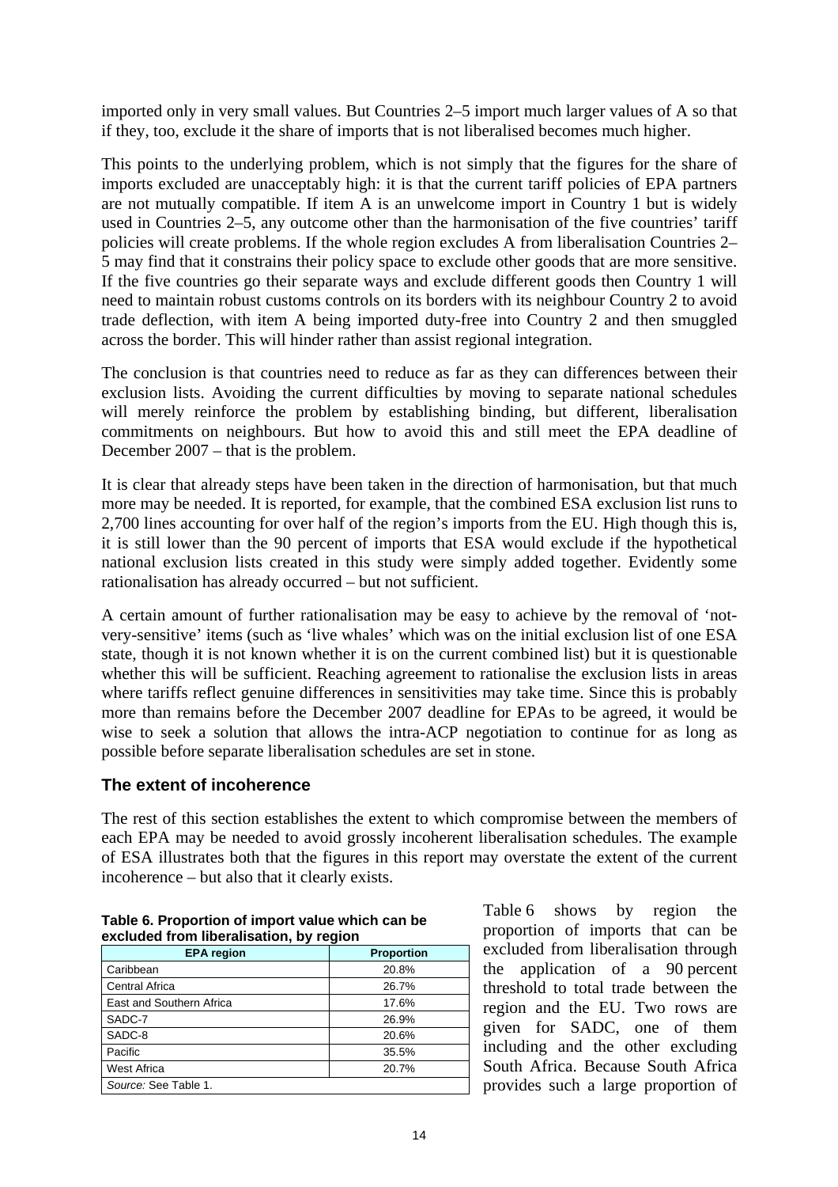imported only in very small values. But Countries 2–5 import much larger values of A so that if they, too, exclude it the share of imports that is not liberalised becomes much higher.

This points to the underlying problem, which is not simply that the figures for the share of imports excluded are unacceptably high: it is that the current tariff policies of EPA partners are not mutually compatible. If item A is an unwelcome import in Country 1 but is widely used in Countries 2–5, any outcome other than the harmonisation of the five countries' tariff policies will create problems. If the whole region excludes A from liberalisation Countries 2–5 may find that it constrains their policy space to exclude other goods that are more sensitive. If the five countries go their separate ways and exclude different goods then Country 1 will need to maintain robust customs controls on its borders with its neighbour Country 2 to avoid trade deflection, with item A being imported duty-free into Country 2 and then smuggled across the border. This will hinder rather than assist regional integration.

The conclusion is that countries need to reduce as far as they can differences between their exclusion lists. Avoiding the current difficulties by moving to separate national schedules will merely reinforce the problem by establishing binding, but different, liberalisation commitments on neighbours. But how to avoid this and still meet the EPA deadline of December 2007 – that is the problem.

It is clear that already steps have been taken in the direction of harmonisation, but that much more may be needed. It is reported, for example, that the combined ESA exclusion list runs to 2,700 lines accounting for over half of the region's imports from the EU. High though this is, it is still lower than the 90 percent of imports that ESA would exclude if the hypothetical national exclusion lists created in this study were simply added together. Evidently some rationalisation has already occurred – but not sufficient.

A certain amount of further rationalisation may be easy to achieve by the removal of 'not-very-sensitive' items (such as 'live whales' which was on the initial exclusion list of one ESA state, though it is not known whether it is on the current combined list) but it is questionable whether this will be sufficient. Reaching agreement to rationalise the exclusion lists in areas where tariffs reflect genuine differences in sensitivities may take time. Since this is probably more than remains before the December 2007 deadline for EPAs to be agreed, it would be wise to seek a solution that allows the intra-ACP negotiation to continue for as long as possible before separate liberalisation schedules are set in stone.

## The extent of incoherence

The rest of this section establishes the extent to which compromise between the members of each EPA may be needed to avoid grossly incoherent liberalisation schedules. The example of ESA illustrates both that the figures in this report may overstate the extent of the current incoherence – but also that it clearly exists.

**Table 6. Proportion of import value which can be excluded from liberalisation, by region**

| EPA region | Proportion |
|---|---|
| Caribbean | 20.8% |
| Central Africa | 26.7% |
| East and Southern Africa | 17.6% |
| SADC-7 | 26.9% |
| SADC-8 | 20.6% |
| Pacific | 35.5% |
| West Africa | 20.7% |

*Source:* See Table 1.

Table 6 shows by region the proportion of imports that can be excluded from liberalisation through the application of a 90 percent threshold to total trade between the region and the EU. Two rows are given for SADC, one of them including and the other excluding South Africa. Because South Africa provides such a large proportion of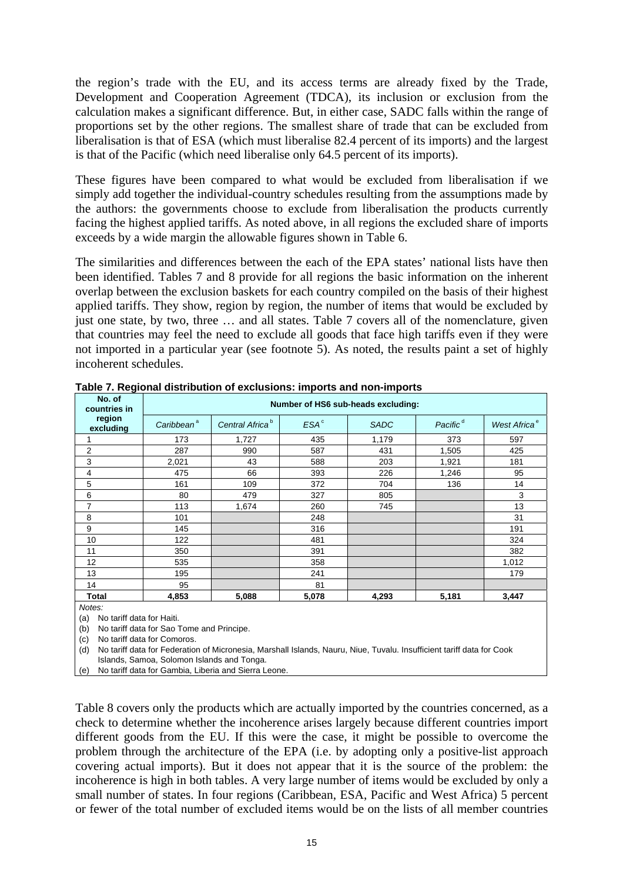the region's trade with the EU, and its access terms are already fixed by the Trade, Development and Cooperation Agreement (TDCA), its inclusion or exclusion from the calculation makes a significant difference. But, in either case, SADC falls within the range of proportions set by the other regions. The smallest share of trade that can be excluded from liberalisation is that of ESA (which must liberalise 82.4 percent of its imports) and the largest is that of the Pacific (which need liberalise only 64.5 percent of its imports).

These figures have been compared to what would be excluded from liberalisation if we simply add together the individual-country schedules resulting from the assumptions made by the authors: the governments choose to exclude from liberalisation the products currently facing the highest applied tariffs. As noted above, in all regions the excluded share of imports exceeds by a wide margin the allowable figures shown in Table 6.

The similarities and differences between the each of the EPA states' national lists have then been identified. Tables 7 and 8 provide for all regions the basic information on the inherent overlap between the exclusion baskets for each country compiled on the basis of their highest applied tariffs. They show, region by region, the number of items that would be excluded by just one state, by two, three … and all states. Table 7 covers all of the nomenclature, given that countries may feel the need to exclude all goods that face high tariffs even if they were not imported in a particular year (see footnote 5). As noted, the results paint a set of highly incoherent schedules.

**Table 7. Regional distribution of exclusions: imports and non-imports**

| No. of countries in region excluding | Number of HS6 sub-heads excluding: | | | | | |
|---|---|---|---|---|---|---|
| | *Caribbean* [a] | *Central Africa* [b] | *ESA* [c] | *SADC* | *Pacific* [d] | *West Africa* [e] |
| 1 | 173 | 1,727 | 435 | 1,179 | 373 | 597 |
| 2 | 287 | 990 | 587 | 431 | 1,505 | 425 |
| 3 | 2,021 | 43 | 588 | 203 | 1,921 | 181 |
| 4 | 475 | 66 | 393 | 226 | 1,246 | 95 |
| 5 | 161 | 109 | 372 | 704 | 136 | 14 |
| 6 | 80 | 479 | 327 | 805 | | 3 |
| 7 | 113 | 1,674 | 260 | 745 | | 13 |
| 8 | 101 | | 248 | | | 31 |
| 9 | 145 | | 316 | | | 191 |
| 10 | 122 | | 481 | | | 324 |
| 11 | 350 | | 391 | | | 382 |
| 12 | 535 | | 358 | | | 1,012 |
| 13 | 195 | | 241 | | | 179 |
| 14 | 95 | | 81 | | | |
| **Total** | **4,853** | **5,088** | **5,078** | **4,293** | **5,181** | **3,447** |

*Notes:*

(a) No tariff data for Haiti.

(b) No tariff data for Sao Tome and Principe.

(c) No tariff data for Comoros.

(d) No tariff data for Federation of Micronesia, Marshall Islands, Nauru, Niue, Tuvalu. Insufficient tariff data for Cook Islands, Samoa, Solomon Islands and Tonga.

(e) No tariff data for Gambia, Liberia and Sierra Leone.

Table 8 covers only the products which are actually imported by the countries concerned, as a check to determine whether the incoherence arises largely because different countries import different goods from the EU. If this were the case, it might be possible to overcome the problem through the architecture of the EPA (i.e. by adopting only a positive-list approach covering actual imports). But it does not appear that it is the source of the problem: the incoherence is high in both tables. A very large number of items would be excluded by only a small number of states. In four regions (Caribbean, ESA, Pacific and West Africa) 5 percent or fewer of the total number of excluded items would be on the lists of all member countries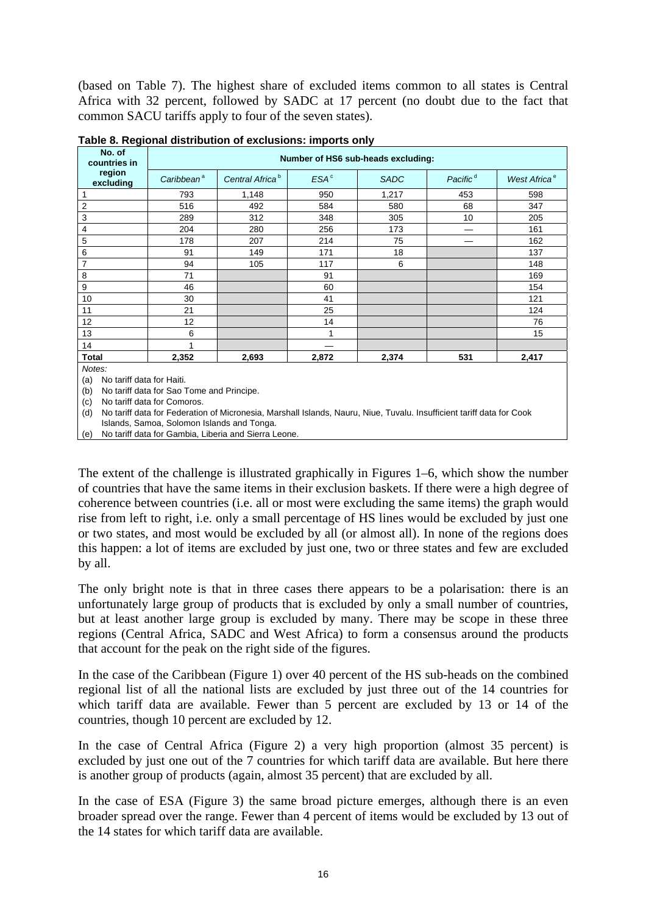(based on Table 7). The highest share of excluded items common to all states is Central Africa with 32 percent, followed by SADC at 17 percent (no doubt due to the fact that common SACU tariffs apply to four of the seven states).

**Table 8. Regional distribution of exclusions: imports only**

| No. of countries in region excluding | Number of HS6 sub-heads excluding: | | | | | |
|---|---|---|---|---|---|---|
| | *Caribbean* [a] | *Central Africa* [b] | *ESA* [c] | *SADC* | *Pacific* [d] | *West Africa* [e] |
| 1 | 793 | 1,148 | 950 | 1,217 | 453 | 598 |
| 2 | 516 | 492 | 584 | 580 | 68 | 347 |
| 3 | 289 | 312 | 348 | 305 | 10 | 205 |
| 4 | 204 | 280 | 256 | 173 | — | 161 |
| 5 | 178 | 207 | 214 | 75 | — | 162 |
| 6 | 91 | 149 | 171 | 18 | | 137 |
| 7 | 94 | 105 | 117 | 6 | | 148 |
| 8 | 71 | | 91 | | | 169 |
| 9 | 46 | | 60 | | | 154 |
| 10 | 30 | | 41 | | | 121 |
| 11 | 21 | | 25 | | | 124 |
| 12 | 12 | | 14 | | | 76 |
| 13 | 6 | | 1 | | | 15 |
| 14 | 1 | | — | | | |
| **Total** | **2,352** | **2,693** | **2,872** | **2,374** | **531** | **2,417** |

*Notes:*

(a) No tariff data for Haiti.

(b) No tariff data for Sao Tome and Principe.

(c) No tariff data for Comoros.

(d) No tariff data for Federation of Micronesia, Marshall Islands, Nauru, Niue, Tuvalu. Insufficient tariff data for Cook Islands, Samoa, Solomon Islands and Tonga.

(e) No tariff data for Gambia, Liberia and Sierra Leone.

The extent of the challenge is illustrated graphically in Figures 1–6, which show the number of countries that have the same items in their exclusion baskets. If there were a high degree of coherence between countries (i.e. all or most were excluding the same items) the graph would rise from left to right, i.e. only a small percentage of HS lines would be excluded by just one or two states, and most would be excluded by all (or almost all). In none of the regions does this happen: a lot of items are excluded by just one, two or three states and few are excluded by all.

The only bright note is that in three cases there appears to be a polarisation: there is an unfortunately large group of products that is excluded by only a small number of countries, but at least another large group is excluded by many. There may be scope in these three regions (Central Africa, SADC and West Africa) to form a consensus around the products that account for the peak on the right side of the figures.

In the case of the Caribbean (Figure 1) over 40 percent of the HS sub-heads on the combined regional list of all the national lists are excluded by just three out of the 14 countries for which tariff data are available. Fewer than 5 percent are excluded by 13 or 14 of the countries, though 10 percent are excluded by 12.

In the case of Central Africa (Figure 2) a very high proportion (almost 35 percent) is excluded by just one out of the 7 countries for which tariff data are available. But here there is another group of products (again, almost 35 percent) that are excluded by all.

In the case of ESA (Figure 3) the same broad picture emerges, although there is an even broader spread over the range. Fewer than 4 percent of items would be excluded by 13 out of the 14 states for which tariff data are available.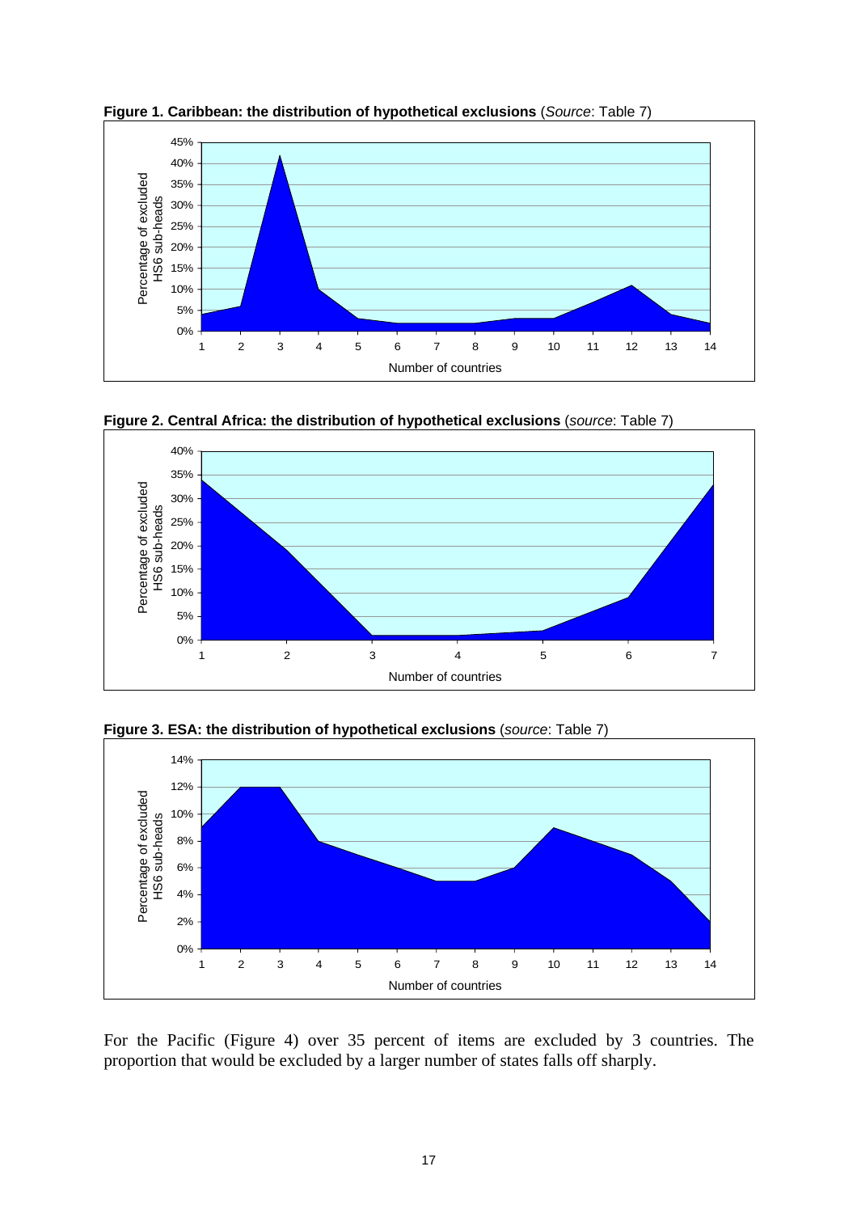**Figure 1. Caribbean: the distribution of hypothetical exclusions** (*Source*: Table 7)

**Figure 2. Central Africa: the distribution of hypothetical exclusions** (*source*: Table 7)

**Figure 3. ESA: the distribution of hypothetical exclusions** (*source*: Table 7)

For the Pacific (Figure 4) over 35 percent of items are excluded by 3 countries. The proportion that would be excluded by a larger number of states falls off sharply.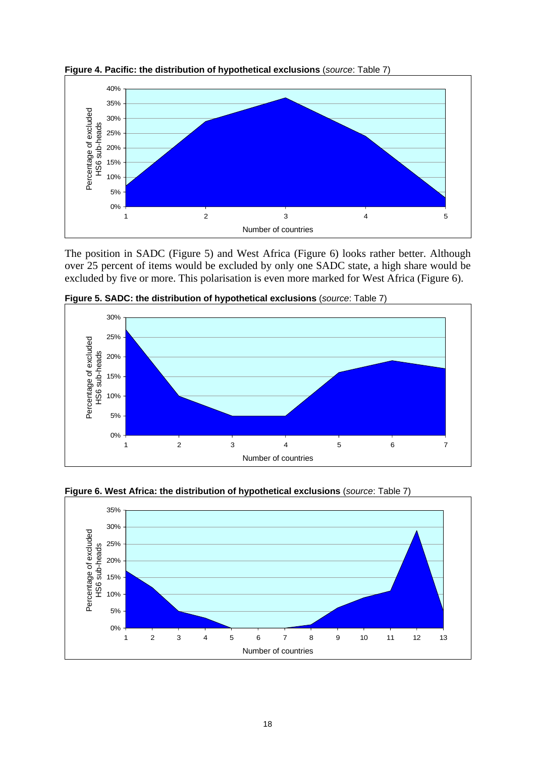**Figure 4. Pacific: the distribution of hypothetical exclusions** (*source*: Table 7)

The position in SADC (Figure 5) and West Africa (Figure 6) looks rather better. Although over 25 percent of items would be excluded by only one SADC state, a high share would be excluded by five or more. This polarisation is even more marked for West Africa (Figure 6).

**Figure 5. SADC: the distribution of hypothetical exclusions** (*source*: Table 7)

**Figure 6. West Africa: the distribution of hypothetical exclusions** (*source*: Table 7)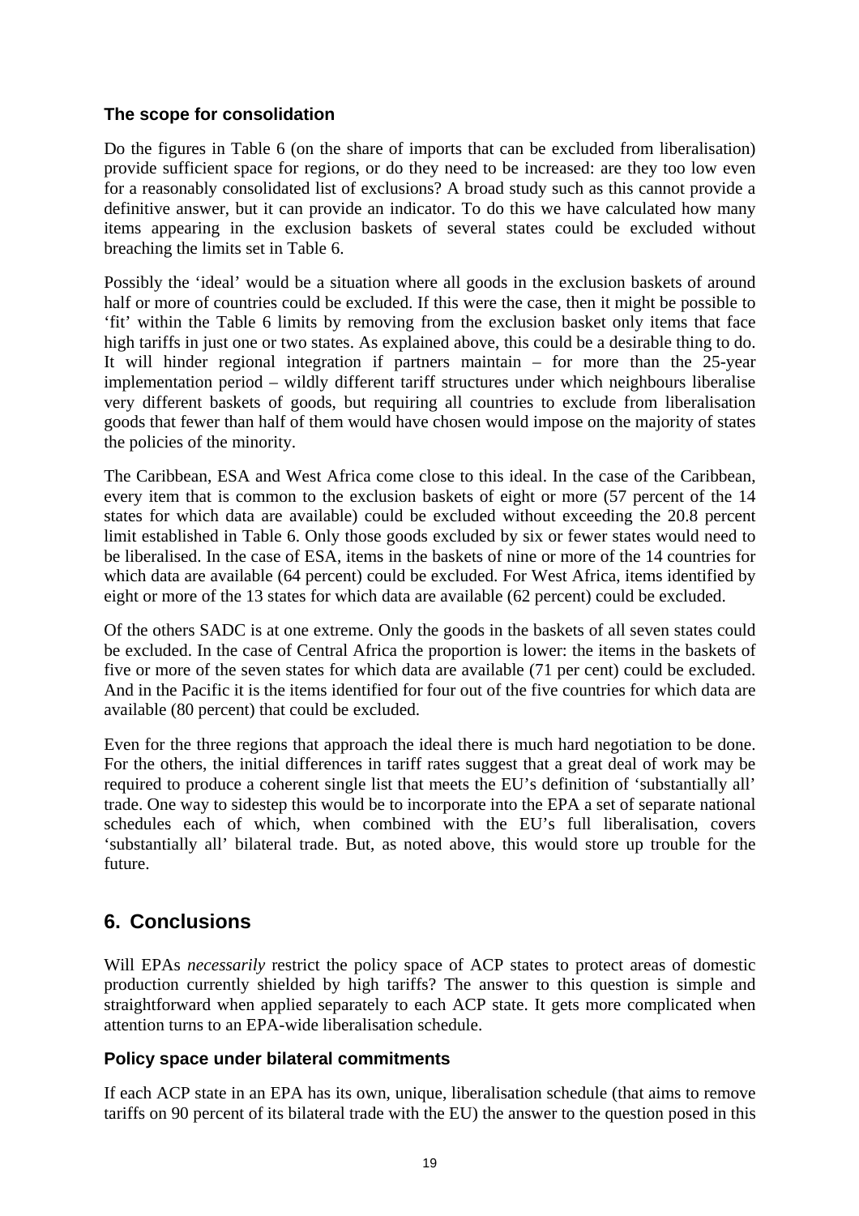### The scope for consolidation

Do the figures in Table 6 (on the share of imports that can be excluded from liberalisation) provide sufficient space for regions, or do they need to be increased: are they too low even for a reasonably consolidated list of exclusions? A broad study such as this cannot provide a definitive answer, but it can provide an indicator. To do this we have calculated how many items appearing in the exclusion baskets of several states could be excluded without breaching the limits set in Table 6.

Possibly the 'ideal' would be a situation where all goods in the exclusion baskets of around half or more of countries could be excluded. If this were the case, then it might be possible to 'fit' within the Table 6 limits by removing from the exclusion basket only items that face high tariffs in just one or two states. As explained above, this could be a desirable thing to do. It will hinder regional integration if partners maintain – for more than the 25-year implementation period – wildly different tariff structures under which neighbours liberalise very different baskets of goods, but requiring all countries to exclude from liberalisation goods that fewer than half of them would have chosen would impose on the majority of states the policies of the minority.

The Caribbean, ESA and West Africa come close to this ideal. In the case of the Caribbean, every item that is common to the exclusion baskets of eight or more (57 percent of the 14 states for which data are available) could be excluded without exceeding the 20.8 percent limit established in Table 6. Only those goods excluded by six or fewer states would need to be liberalised. In the case of ESA, items in the baskets of nine or more of the 14 countries for which data are available (64 percent) could be excluded. For West Africa, items identified by eight or more of the 13 states for which data are available (62 percent) could be excluded.

Of the others SADC is at one extreme. Only the goods in the baskets of all seven states could be excluded. In the case of Central Africa the proportion is lower: the items in the baskets of five or more of the seven states for which data are available (71 per cent) could be excluded. And in the Pacific it is the items identified for four out of the five countries for which data are available (80 percent) that could be excluded.

Even for the three regions that approach the ideal there is much hard negotiation to be done. For the others, the initial differences in tariff rates suggest that a great deal of work may be required to produce a coherent single list that meets the EU's definition of 'substantially all' trade. One way to sidestep this would be to incorporate into the EPA a set of separate national schedules each of which, when combined with the EU's full liberalisation, covers 'substantially all' bilateral trade. But, as noted above, this would store up trouble for the future.

## 6. Conclusions

Will EPAs *necessarily* restrict the policy space of ACP states to protect areas of domestic production currently shielded by high tariffs? The answer to this question is simple and straightforward when applied separately to each ACP state. It gets more complicated when attention turns to an EPA-wide liberalisation schedule.

### Policy space under bilateral commitments

If each ACP state in an EPA has its own, unique, liberalisation schedule (that aims to remove tariffs on 90 percent of its bilateral trade with the EU) the answer to the question posed in this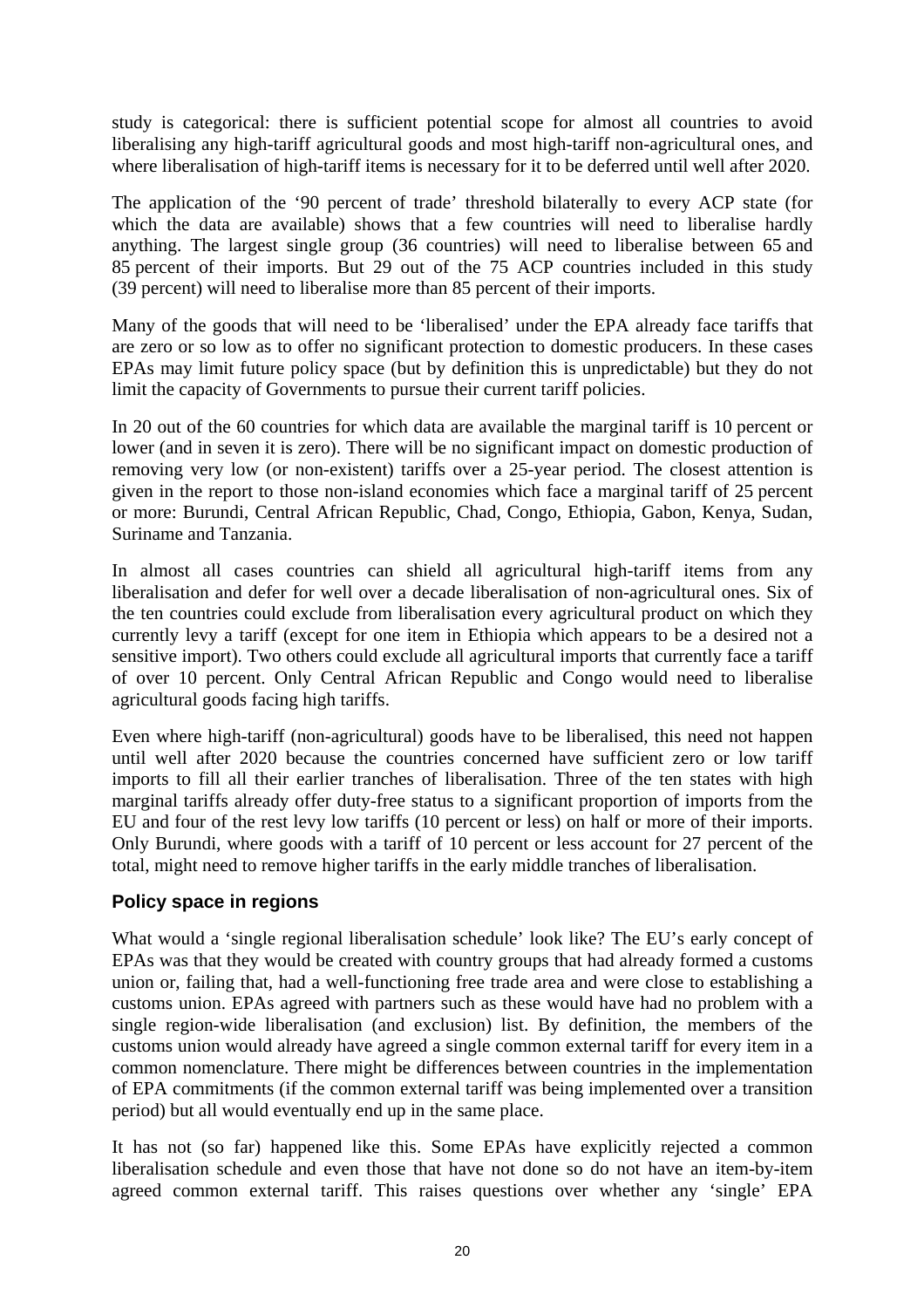study is categorical: there is sufficient potential scope for almost all countries to avoid liberalising any high-tariff agricultural goods and most high-tariff non-agricultural ones, and where liberalisation of high-tariff items is necessary for it to be deferred until well after 2020.

The application of the '90 percent of trade' threshold bilaterally to every ACP state (for which the data are available) shows that a few countries will need to liberalise hardly anything. The largest single group (36 countries) will need to liberalise between 65 and 85 percent of their imports. But 29 out of the 75 ACP countries included in this study (39 percent) will need to liberalise more than 85 percent of their imports.

Many of the goods that will need to be 'liberalised' under the EPA already face tariffs that are zero or so low as to offer no significant protection to domestic producers. In these cases EPAs may limit future policy space (but by definition this is unpredictable) but they do not limit the capacity of Governments to pursue their current tariff policies.

In 20 out of the 60 countries for which data are available the marginal tariff is 10 percent or lower (and in seven it is zero). There will be no significant impact on domestic production of removing very low (or non-existent) tariffs over a 25-year period. The closest attention is given in the report to those non-island economies which face a marginal tariff of 25 percent or more: Burundi, Central African Republic, Chad, Congo, Ethiopia, Gabon, Kenya, Sudan, Suriname and Tanzania.

In almost all cases countries can shield all agricultural high-tariff items from any liberalisation and defer for well over a decade liberalisation of non-agricultural ones. Six of the ten countries could exclude from liberalisation every agricultural product on which they currently levy a tariff (except for one item in Ethiopia which appears to be a desired not a sensitive import). Two others could exclude all agricultural imports that currently face a tariff of over 10 percent. Only Central African Republic and Congo would need to liberalise agricultural goods facing high tariffs.

Even where high-tariff (non-agricultural) goods have to be liberalised, this need not happen until well after 2020 because the countries concerned have sufficient zero or low tariff imports to fill all their earlier tranches of liberalisation. Three of the ten states with high marginal tariffs already offer duty-free status to a significant proportion of imports from the EU and four of the rest levy low tariffs (10 percent or less) on half or more of their imports. Only Burundi, where goods with a tariff of 10 percent or less account for 27 percent of the total, might need to remove higher tariffs in the early middle tranches of liberalisation.

### Policy space in regions

What would a 'single regional liberalisation schedule' look like? The EU's early concept of EPAs was that they would be created with country groups that had already formed a customs union or, failing that, had a well-functioning free trade area and were close to establishing a customs union. EPAs agreed with partners such as these would have had no problem with a single region-wide liberalisation (and exclusion) list. By definition, the members of the customs union would already have agreed a single common external tariff for every item in a common nomenclature. There might be differences between countries in the implementation of EPA commitments (if the common external tariff was being implemented over a transition period) but all would eventually end up in the same place.

It has not (so far) happened like this. Some EPAs have explicitly rejected a common liberalisation schedule and even those that have not done so do not have an item-by-item agreed common external tariff. This raises questions over whether any 'single' EPA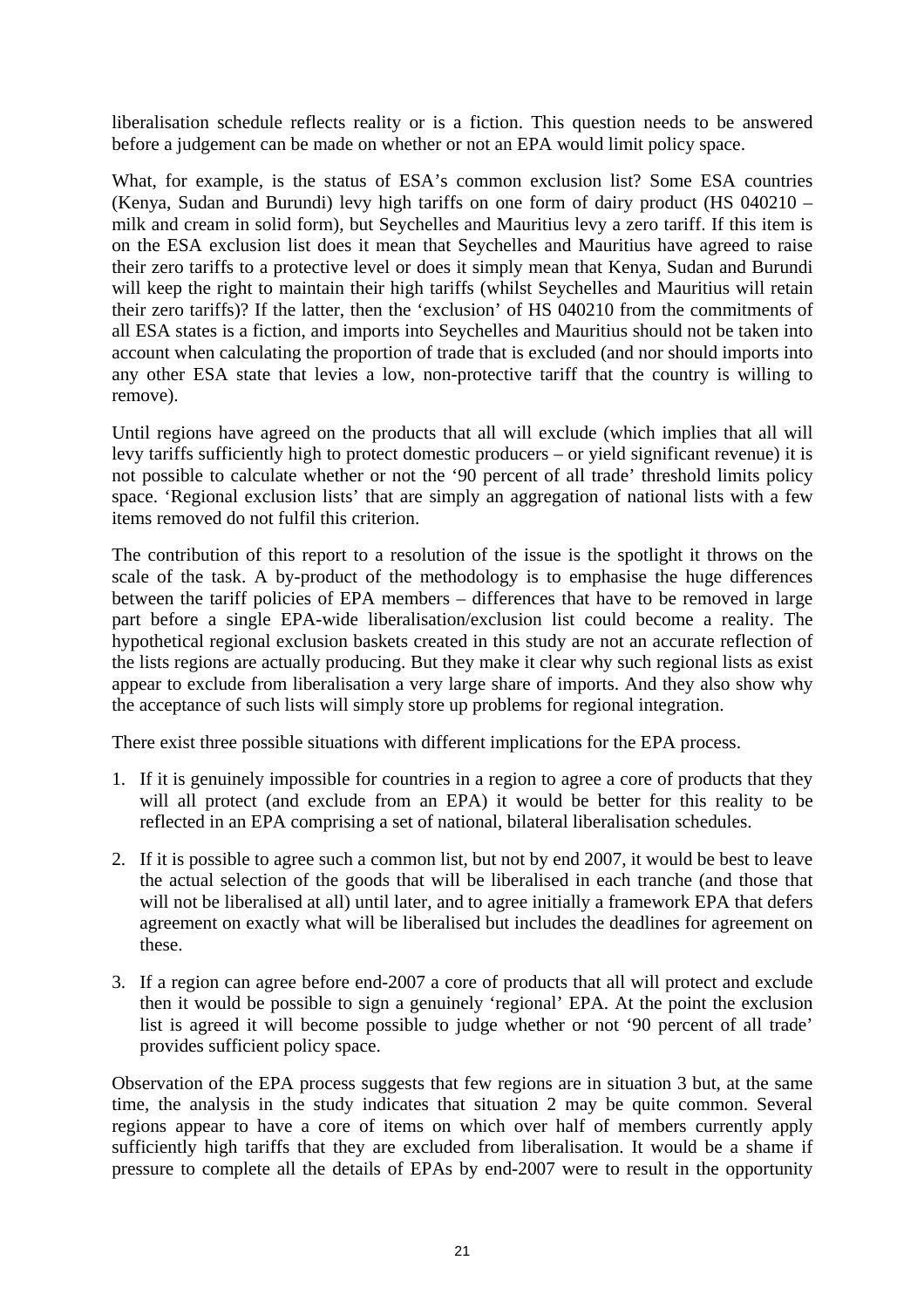liberalisation schedule reflects reality or is a fiction. This question needs to be answered before a judgement can be made on whether or not an EPA would limit policy space.

What, for example, is the status of ESA's common exclusion list? Some ESA countries (Kenya, Sudan and Burundi) levy high tariffs on one form of dairy product (HS 040210 – milk and cream in solid form), but Seychelles and Mauritius levy a zero tariff. If this item is on the ESA exclusion list does it mean that Seychelles and Mauritius have agreed to raise their zero tariffs to a protective level or does it simply mean that Kenya, Sudan and Burundi will keep the right to maintain their high tariffs (whilst Seychelles and Mauritius will retain their zero tariffs)? If the latter, then the 'exclusion' of HS 040210 from the commitments of all ESA states is a fiction, and imports into Seychelles and Mauritius should not be taken into account when calculating the proportion of trade that is excluded (and nor should imports into any other ESA state that levies a low, non-protective tariff that the country is willing to remove).

Until regions have agreed on the products that all will exclude (which implies that all will levy tariffs sufficiently high to protect domestic producers – or yield significant revenue) it is not possible to calculate whether or not the '90 percent of all trade' threshold limits policy space. 'Regional exclusion lists' that are simply an aggregation of national lists with a few items removed do not fulfil this criterion.

The contribution of this report to a resolution of the issue is the spotlight it throws on the scale of the task. A by-product of the methodology is to emphasise the huge differences between the tariff policies of EPA members – differences that have to be removed in large part before a single EPA-wide liberalisation/exclusion list could become a reality. The hypothetical regional exclusion baskets created in this study are not an accurate reflection of the lists regions are actually producing. But they make it clear why such regional lists as exist appear to exclude from liberalisation a very large share of imports. And they also show why the acceptance of such lists will simply store up problems for regional integration.

There exist three possible situations with different implications for the EPA process.

1. If it is genuinely impossible for countries in a region to agree a core of products that they will all protect (and exclude from an EPA) it would be better for this reality to be reflected in an EPA comprising a set of national, bilateral liberalisation schedules.

2. If it is possible to agree such a common list, but not by end 2007, it would be best to leave the actual selection of the goods that will be liberalised in each tranche (and those that will not be liberalised at all) until later, and to agree initially a framework EPA that defers agreement on exactly what will be liberalised but includes the deadlines for agreement on these.

3. If a region can agree before end-2007 a core of products that all will protect and exclude then it would be possible to sign a genuinely 'regional' EPA. At the point the exclusion list is agreed it will become possible to judge whether or not '90 percent of all trade' provides sufficient policy space.

Observation of the EPA process suggests that few regions are in situation 3 but, at the same time, the analysis in the study indicates that situation 2 may be quite common. Several regions appear to have a core of items on which over half of members currently apply sufficiently high tariffs that they are excluded from liberalisation. It would be a shame if pressure to complete all the details of EPAs by end-2007 were to result in the opportunity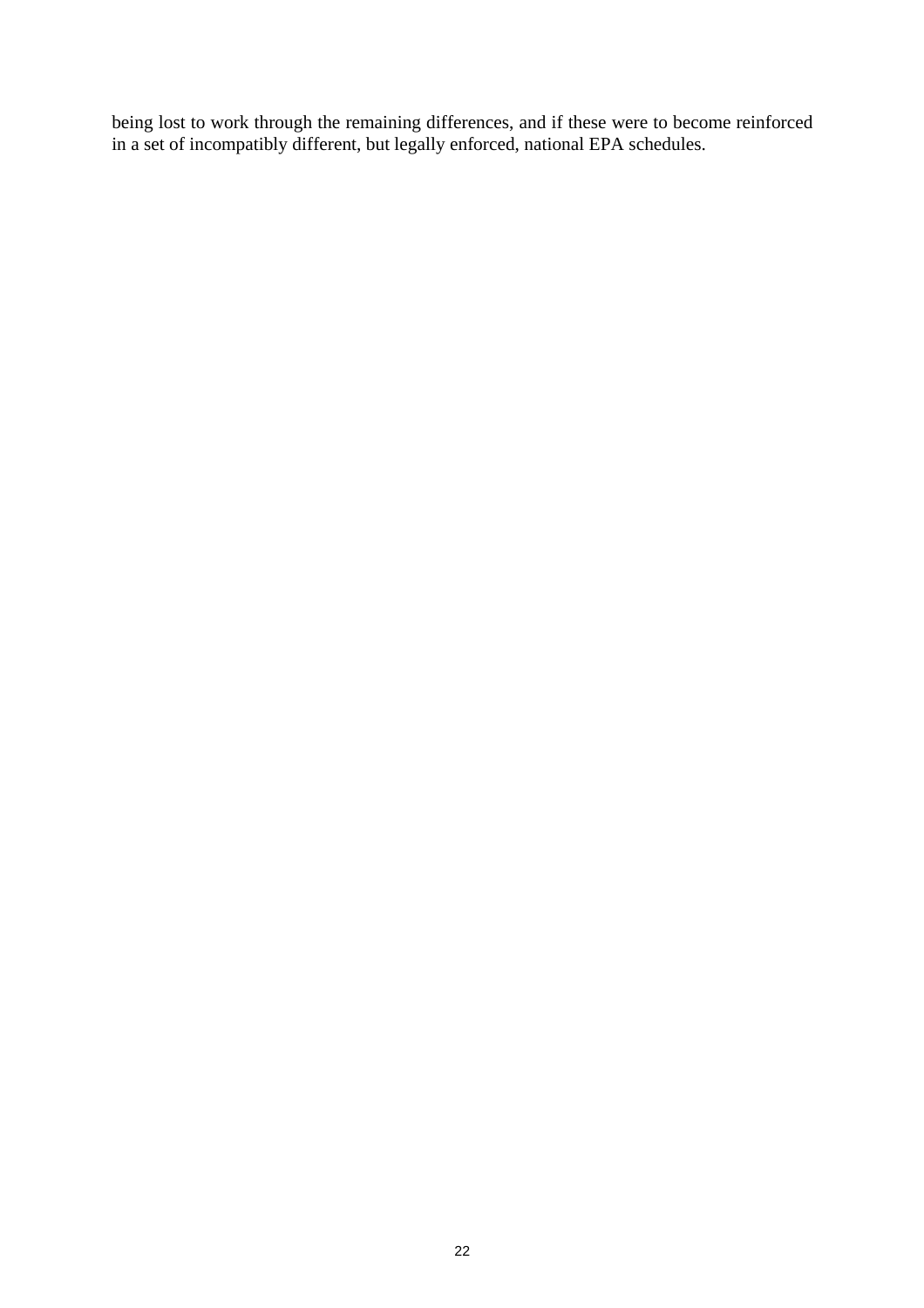being lost to work through the remaining differences, and if these were to become reinforced in a set of incompatibly different, but legally enforced, national EPA schedules.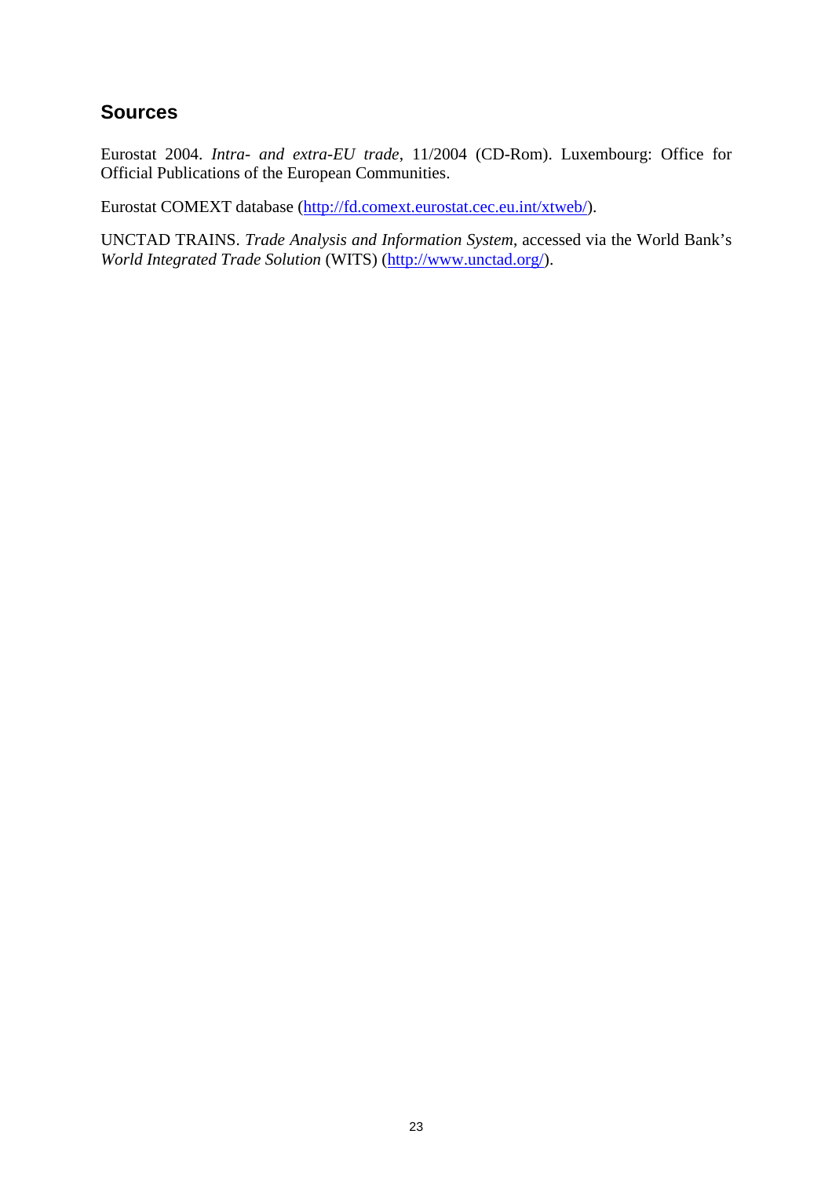## Sources

Eurostat 2004. *Intra- and extra-EU trade*, 11/2004 (CD-Rom). Luxembourg: Office for Official Publications of the European Communities.

Eurostat COMEXT database (http://fd.comext.eurostat.cec.eu.int/xtweb/).

UNCTAD TRAINS. *Trade Analysis and Information System*, accessed via the World Bank's *World Integrated Trade Solution* (WITS) (http://www.unctad.org/).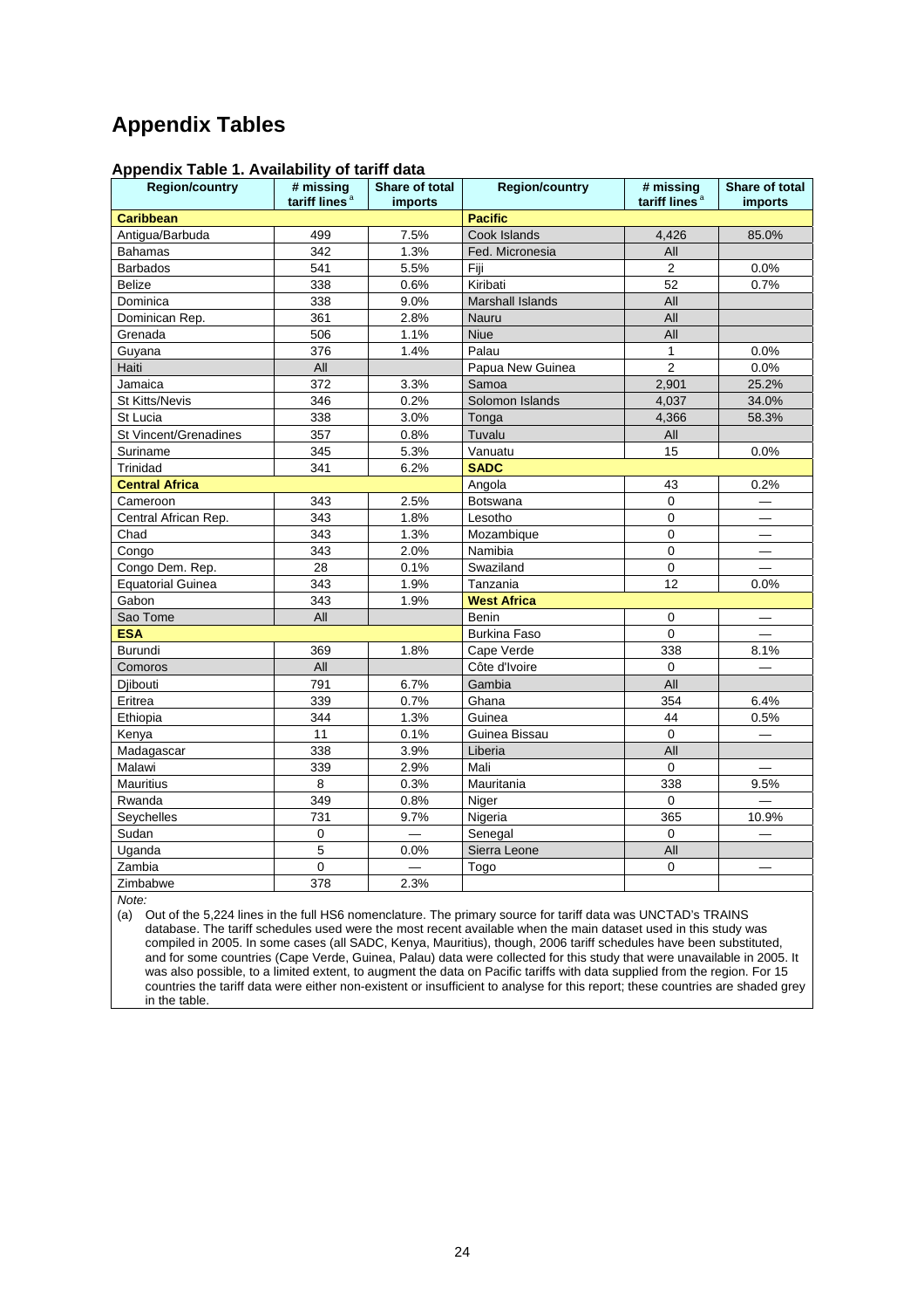# Appendix Tables

## Appendix Table 1. Availability of tariff data

| Region/country | # missing tariff lines [a] | Share of total imports | Region/country | # missing tariff lines [a] | Share of total imports |
|---|---|---|---|---|---|
| **Caribbean** | | | **Pacific** | | |
| Antigua/Barbuda | 499 | 7.5% | Cook Islands | 4,426 | 85.0% |
| Bahamas | 342 | 1.3% | Fed. Micronesia | All | |
| Barbados | 541 | 5.5% | Fiji | 2 | 0.0% |
| Belize | 338 | 0.6% | Kiribati | 52 | 0.7% |
| Dominica | 338 | 9.0% | Marshall Islands | All | |
| Dominican Rep. | 361 | 2.8% | Nauru | All | |
| Grenada | 506 | 1.1% | Niue | All | |
| Guyana | 376 | 1.4% | Palau | 1 | 0.0% |
| Haiti | All | | Papua New Guinea | 2 | 0.0% |
| Jamaica | 372 | 3.3% | Samoa | 2,901 | 25.2% |
| St Kitts/Nevis | 346 | 0.2% | Solomon Islands | 4,037 | 34.0% |
| St Lucia | 338 | 3.0% | Tonga | 4,366 | 58.3% |
| St Vincent/Grenadines | 357 | 0.8% | Tuvalu | All | |
| Suriname | 345 | 5.3% | Vanuatu | 15 | 0.0% |
| Trinidad | 341 | 6.2% | **SADC** | | |
| **Central Africa** | | | Angola | 43 | 0.2% |
| Cameroon | 343 | 2.5% | Botswana | 0 | — |
| Central African Rep. | 343 | 1.8% | Lesotho | 0 | — |
| Chad | 343 | 1.3% | Mozambique | 0 | — |
| Congo | 343 | 2.0% | Namibia | 0 | — |
| Congo Dem. Rep. | 28 | 0.1% | Swaziland | 0 | — |
| Equatorial Guinea | 343 | 1.9% | Tanzania | 12 | 0.0% |
| Gabon | 343 | 1.9% | **West Africa** | | |
| Sao Tome | All | | Benin | 0 | — |
| **ESA** | | | Burkina Faso | 0 | — |
| Burundi | 369 | 1.8% | Cape Verde | 338 | 8.1% |
| Comoros | All | | Côte d'Ivoire | 0 | — |
| Djibouti | 791 | 6.7% | Gambia | All | |
| Eritrea | 339 | 0.7% | Ghana | 354 | 6.4% |
| Ethiopia | 344 | 1.3% | Guinea | 44 | 0.5% |
| Kenya | 11 | 0.1% | Guinea Bissau | 0 | — |
| Madagascar | 338 | 3.9% | Liberia | All | |
| Malawi | 339 | 2.9% | Mali | 0 | — |
| Mauritius | 8 | 0.3% | Mauritania | 338 | 9.5% |
| Rwanda | 349 | 0.8% | Niger | 0 | — |
| Seychelles | 731 | 9.7% | Nigeria | 365 | 10.9% |
| Sudan | 0 | — | Senegal | 0 | — |
| Uganda | 5 | 0.0% | Sierra Leone | All | |
| Zambia | 0 | — | Togo | 0 | — |
| Zimbabwe | 378 | 2.3% | | | |

*Note:*

(a) Out of the 5,224 lines in the full HS6 nomenclature. The primary source for tariff data was UNCTAD's TRAINS database. The tariff schedules used were the most recent available when the main dataset used in this study was compiled in 2005. In some cases (all SADC, Kenya, Mauritius), though, 2006 tariff schedules have been substituted, and for some countries (Cape Verde, Guinea, Palau) data were collected for this study that were unavailable in 2005. It was also possible, to a limited extent, to augment the data on Pacific tariffs with data supplied from the region. For 15 countries the tariff data were either non-existent or insufficient to analyse for this report; these countries are shaded grey in the table.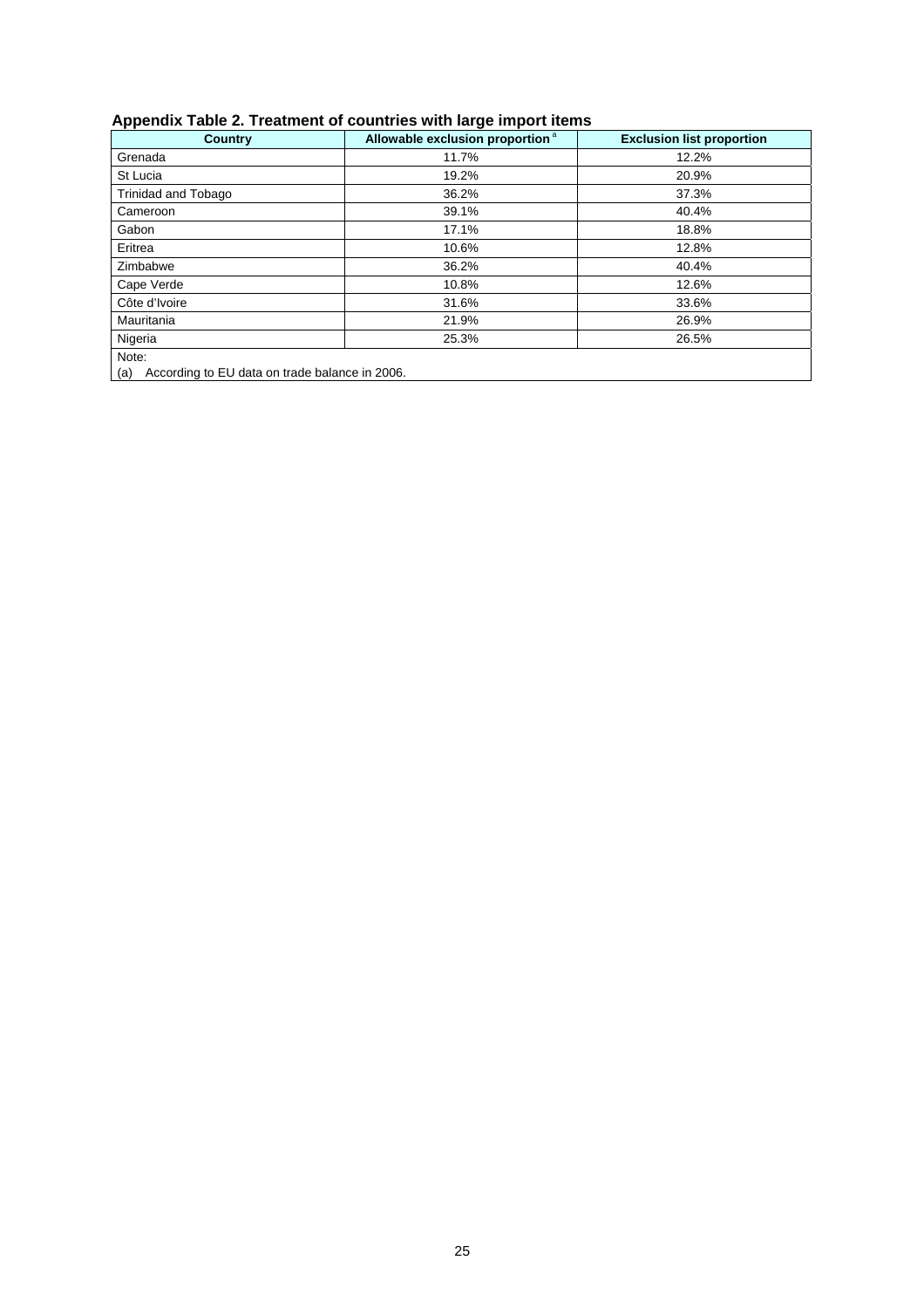**Appendix Table 2. Treatment of countries with large import items**

| Country | Allowable exclusion proportion [a] | Exclusion list proportion |
|---|---|---|
| Grenada | 11.7% | 12.2% |
| St Lucia | 19.2% | 20.9% |
| Trinidad and Tobago | 36.2% | 37.3% |
| Cameroon | 39.1% | 40.4% |
| Gabon | 17.1% | 18.8% |
| Eritrea | 10.6% | 12.8% |
| Zimbabwe | 36.2% | 40.4% |
| Cape Verde | 10.8% | 12.6% |
| Côte d'Ivoire | 31.6% | 33.6% |
| Mauritania | 21.9% | 26.9% |
| Nigeria | 25.3% | 26.5% |

Note:
(a) According to EU data on trade balance in 2006.